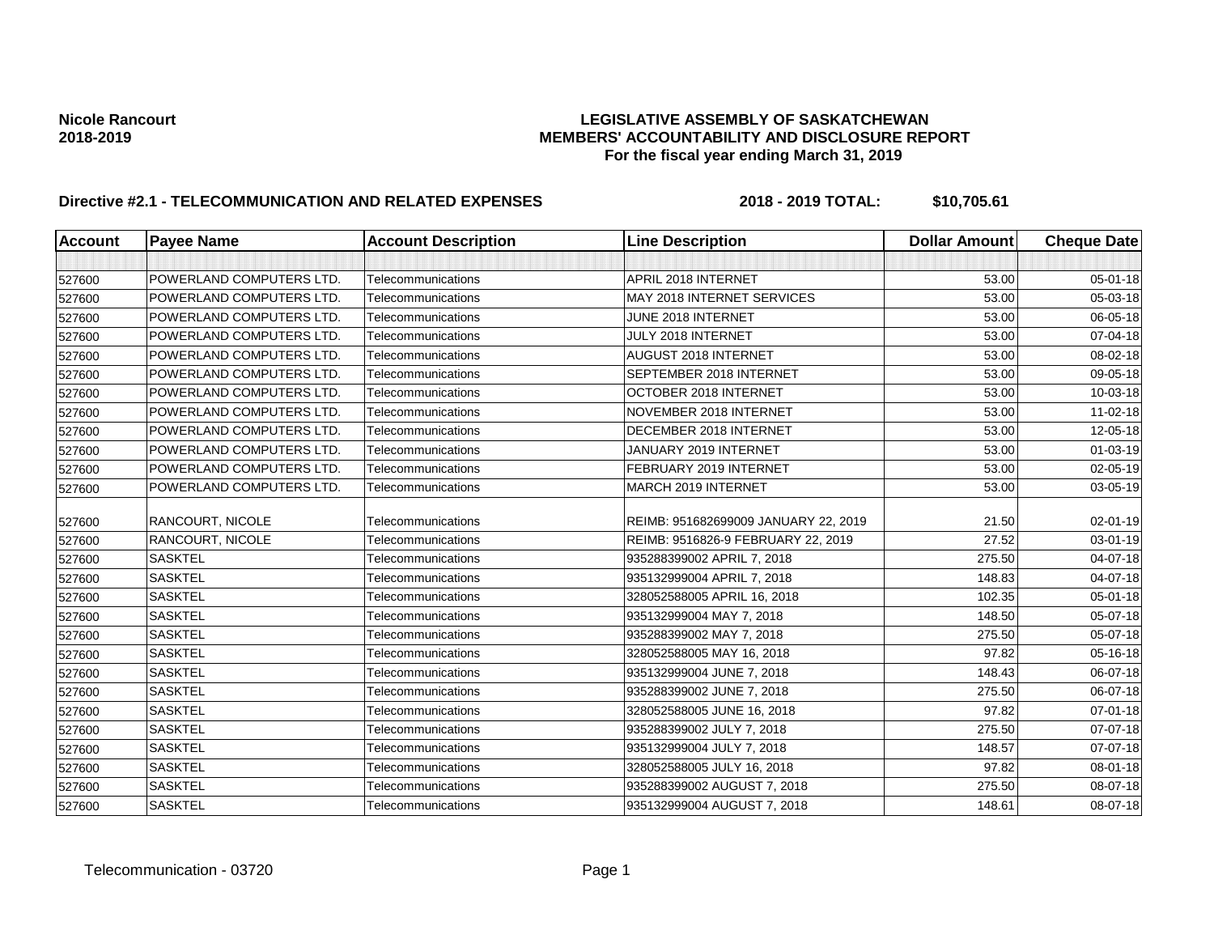**Nicole Rancourt**
**2018-2019**

# LEGISLATIVE ASSEMBLY OF SASKATCHEWAN
## MEMBERS' ACCOUNTABILITY AND DISCLOSURE REPORT
### For the fiscal year ending March 31, 2019

**Directive #2.1 - TELECOMMUNICATION AND RELATED EXPENSES** **2018 - 2019 TOTAL: $10,705.61**

| Account | Payee Name | Account Description | Line Description | Dollar Amount | Cheque Date |
|---|---|---|---|---|---|
| | | | | | |
| 527600 | POWERLAND COMPUTERS LTD. | Telecommunications | APRIL 2018 INTERNET | 53.00 | 05-01-18 |
| 527600 | POWERLAND COMPUTERS LTD. | Telecommunications | MAY 2018 INTERNET SERVICES | 53.00 | 05-03-18 |
| 527600 | POWERLAND COMPUTERS LTD. | Telecommunications | JUNE 2018 INTERNET | 53.00 | 06-05-18 |
| 527600 | POWERLAND COMPUTERS LTD. | Telecommunications | JULY 2018 INTERNET | 53.00 | 07-04-18 |
| 527600 | POWERLAND COMPUTERS LTD. | Telecommunications | AUGUST 2018 INTERNET | 53.00 | 08-02-18 |
| 527600 | POWERLAND COMPUTERS LTD. | Telecommunications | SEPTEMBER 2018 INTERNET | 53.00 | 09-05-18 |
| 527600 | POWERLAND COMPUTERS LTD. | Telecommunications | OCTOBER 2018 INTERNET | 53.00 | 10-03-18 |
| 527600 | POWERLAND COMPUTERS LTD. | Telecommunications | NOVEMBER 2018 INTERNET | 53.00 | 11-02-18 |
| 527600 | POWERLAND COMPUTERS LTD. | Telecommunications | DECEMBER 2018 INTERNET | 53.00 | 12-05-18 |
| 527600 | POWERLAND COMPUTERS LTD. | Telecommunications | JANUARY 2019 INTERNET | 53.00 | 01-03-19 |
| 527600 | POWERLAND COMPUTERS LTD. | Telecommunications | FEBRUARY 2019 INTERNET | 53.00 | 02-05-19 |
| 527600 | POWERLAND COMPUTERS LTD. | Telecommunications | MARCH 2019 INTERNET | 53.00 | 03-05-19 |
| 527600 | RANCOURT, NICOLE | Telecommunications | REIMB: 951682699009 JANUARY 22, 2019 | 21.50 | 02-01-19 |
| 527600 | RANCOURT, NICOLE | Telecommunications | REIMB: 9516826-9 FEBRUARY 22, 2019 | 27.52 | 03-01-19 |
| 527600 | SASKTEL | Telecommunications | 935288399002 APRIL 7, 2018 | 275.50 | 04-07-18 |
| 527600 | SASKTEL | Telecommunications | 935132999004 APRIL 7, 2018 | 148.83 | 04-07-18 |
| 527600 | SASKTEL | Telecommunications | 328052588005 APRIL 16, 2018 | 102.35 | 05-01-18 |
| 527600 | SASKTEL | Telecommunications | 935132999004 MAY 7, 2018 | 148.50 | 05-07-18 |
| 527600 | SASKTEL | Telecommunications | 935288399002 MAY 7, 2018 | 275.50 | 05-07-18 |
| 527600 | SASKTEL | Telecommunications | 328052588005 MAY 16, 2018 | 97.82 | 05-16-18 |
| 527600 | SASKTEL | Telecommunications | 935132999004 JUNE 7, 2018 | 148.43 | 06-07-18 |
| 527600 | SASKTEL | Telecommunications | 935288399002 JUNE 7, 2018 | 275.50 | 06-07-18 |
| 527600 | SASKTEL | Telecommunications | 328052588005 JUNE 16, 2018 | 97.82 | 07-01-18 |
| 527600 | SASKTEL | Telecommunications | 935288399002 JULY 7, 2018 | 275.50 | 07-07-18 |
| 527600 | SASKTEL | Telecommunications | 935132999004 JULY 7, 2018 | 148.57 | 07-07-18 |
| 527600 | SASKTEL | Telecommunications | 328052588005 JULY 16, 2018 | 97.82 | 08-01-18 |
| 527600 | SASKTEL | Telecommunications | 935288399002 AUGUST 7, 2018 | 275.50 | 08-07-18 |
| 527600 | SASKTEL | Telecommunications | 935132999004 AUGUST 7, 2018 | 148.61 | 08-07-18 |

Telecommunication - 03720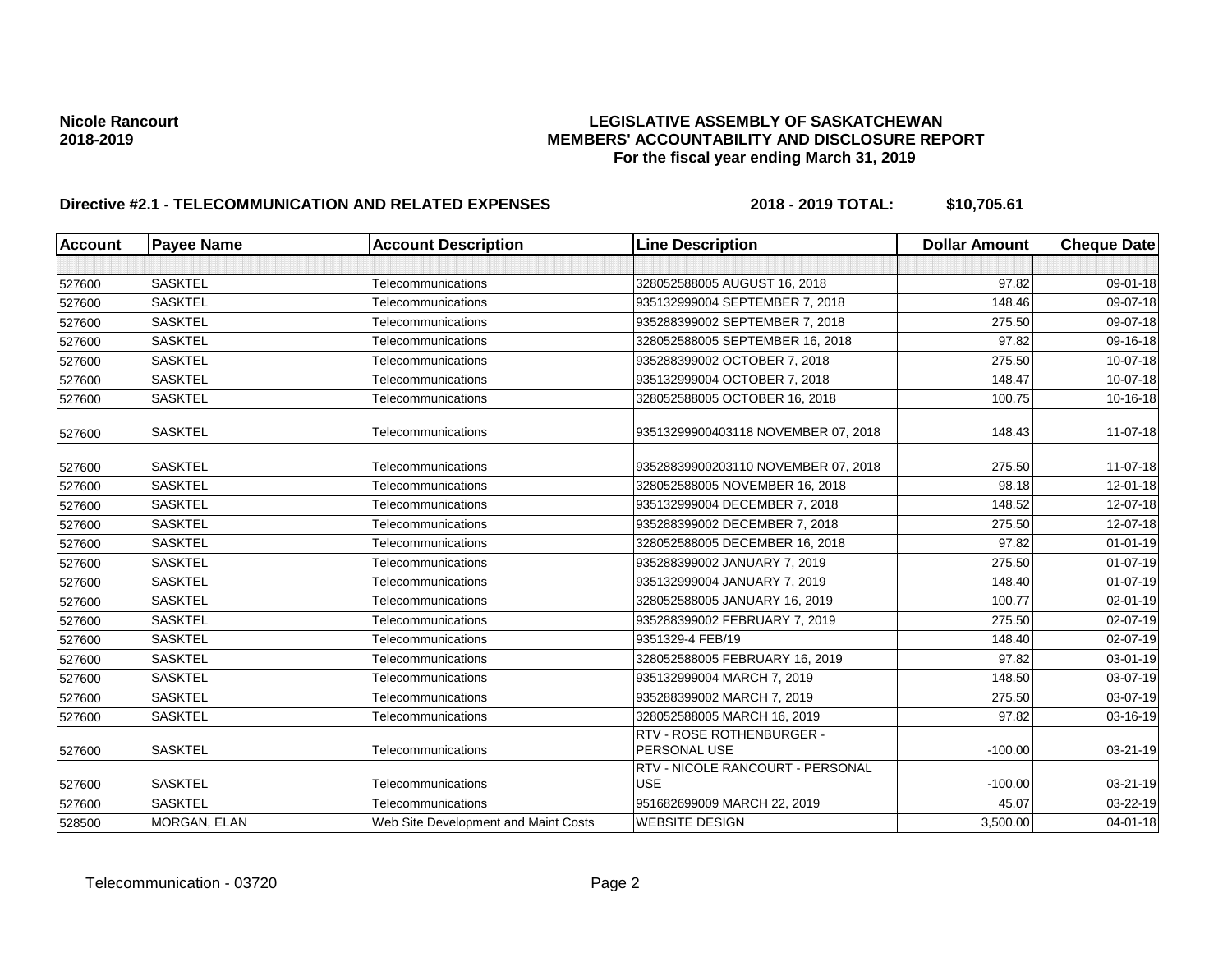**Nicole Rancourt**
**2018-2019**

**LEGISLATIVE ASSEMBLY OF SASKATCHEWAN**
**MEMBERS' ACCOUNTABILITY AND DISCLOSURE REPORT**
**For the fiscal year ending March 31, 2019**

**Directive #2.1 - TELECOMMUNICATION AND RELATED EXPENSES** **2018 - 2019 TOTAL: $10,705.61**

| Account | Payee Name | Account Description | Line Description | Dollar Amount | Cheque Date |
|---|---|---|---|---|---|
| | | | | | |
| 527600 | SASKTEL | Telecommunications | 328052588005 AUGUST 16, 2018 | 97.82 | 09-01-18 |
| 527600 | SASKTEL | Telecommunications | 935132999004 SEPTEMBER 7, 2018 | 148.46 | 09-07-18 |
| 527600 | SASKTEL | Telecommunications | 935288399002 SEPTEMBER 7, 2018 | 275.50 | 09-07-18 |
| 527600 | SASKTEL | Telecommunications | 328052588005 SEPTEMBER 16, 2018 | 97.82 | 09-16-18 |
| 527600 | SASKTEL | Telecommunications | 935288399002 OCTOBER 7, 2018 | 275.50 | 10-07-18 |
| 527600 | SASKTEL | Telecommunications | 935132999004 OCTOBER 7, 2018 | 148.47 | 10-07-18 |
| 527600 | SASKTEL | Telecommunications | 328052588005 OCTOBER 16, 2018 | 100.75 | 10-16-18 |
| 527600 | SASKTEL | Telecommunications | 93513299900403118 NOVEMBER 07, 2018 | 148.43 | 11-07-18 |
| 527600 | SASKTEL | Telecommunications | 93528839900203110 NOVEMBER 07, 2018 | 275.50 | 11-07-18 |
| 527600 | SASKTEL | Telecommunications | 328052588005 NOVEMBER 16, 2018 | 98.18 | 12-01-18 |
| 527600 | SASKTEL | Telecommunications | 935132999004 DECEMBER 7, 2018 | 148.52 | 12-07-18 |
| 527600 | SASKTEL | Telecommunications | 935288399002 DECEMBER 7, 2018 | 275.50 | 12-07-18 |
| 527600 | SASKTEL | Telecommunications | 328052588005 DECEMBER 16, 2018 | 97.82 | 01-01-19 |
| 527600 | SASKTEL | Telecommunications | 935288399002 JANUARY 7, 2019 | 275.50 | 01-07-19 |
| 527600 | SASKTEL | Telecommunications | 935132999004 JANUARY 7, 2019 | 148.40 | 01-07-19 |
| 527600 | SASKTEL | Telecommunications | 328052588005 JANUARY 16, 2019 | 100.77 | 02-01-19 |
| 527600 | SASKTEL | Telecommunications | 935288399002 FEBRUARY 7, 2019 | 275.50 | 02-07-19 |
| 527600 | SASKTEL | Telecommunications | 9351329-4 FEB/19 | 148.40 | 02-07-19 |
| 527600 | SASKTEL | Telecommunications | 328052588005 FEBRUARY 16, 2019 | 97.82 | 03-01-19 |
| 527600 | SASKTEL | Telecommunications | 935132999004 MARCH 7, 2019 | 148.50 | 03-07-19 |
| 527600 | SASKTEL | Telecommunications | 935288399002 MARCH 7, 2019 | 275.50 | 03-07-19 |
| 527600 | SASKTEL | Telecommunications | 328052588005 MARCH 16, 2019 | 97.82 | 03-16-19 |
| 527600 | SASKTEL | Telecommunications | RTV - ROSE ROTHENBURGER - PERSONAL USE | -100.00 | 03-21-19 |
| 527600 | SASKTEL | Telecommunications | RTV - NICOLE RANCOURT - PERSONAL USE | -100.00 | 03-21-19 |
| 527600 | SASKTEL | Telecommunications | 951682699009 MARCH 22, 2019 | 45.07 | 03-22-19 |
| 528500 | MORGAN, ELAN | Web Site Development and Maint Costs | WEBSITE DESIGN | 3,500.00 | 04-01-18 |

Telecommunication - 03720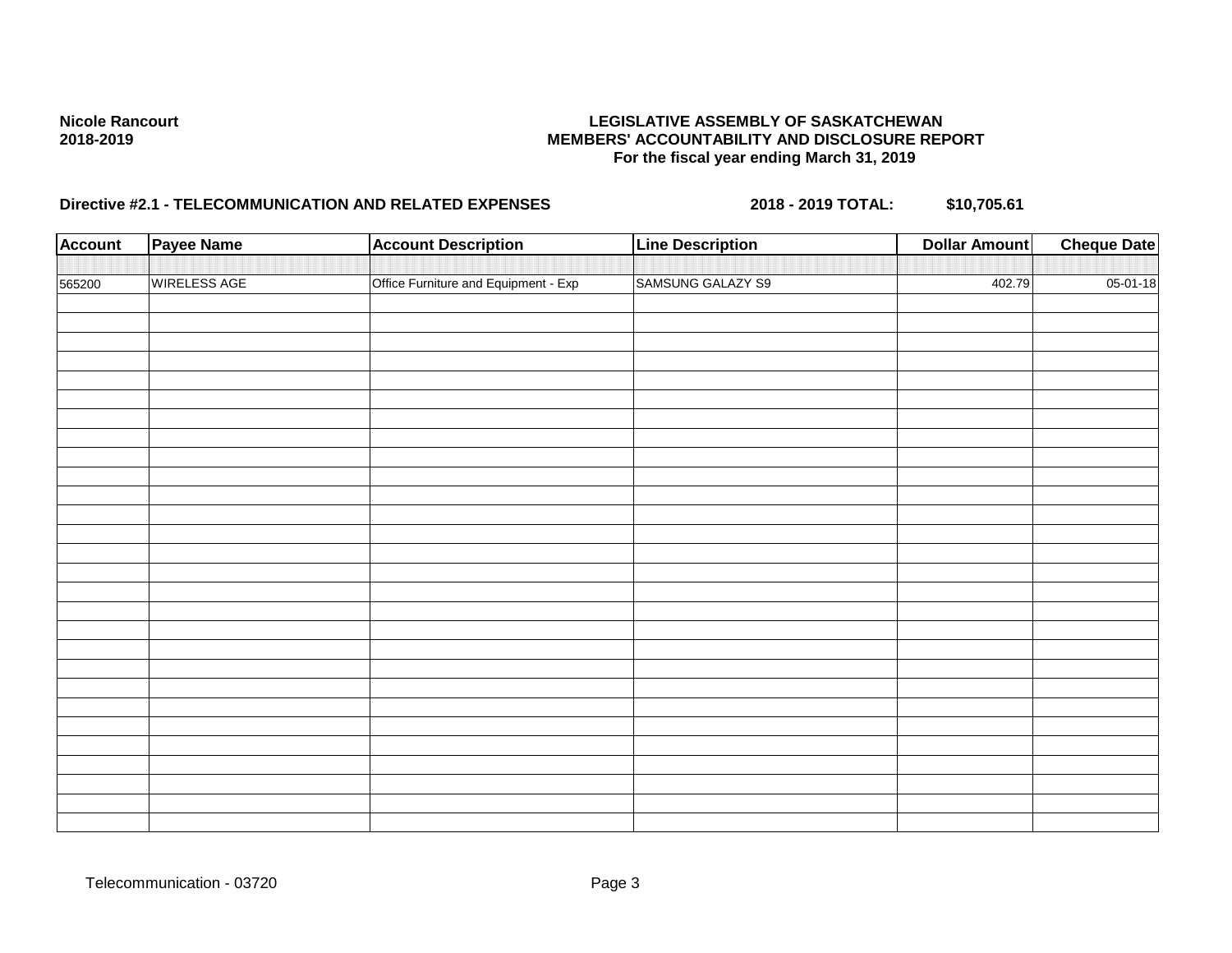**Nicole Rancourt**
**2018-2019**

**LEGISLATIVE ASSEMBLY OF SASKATCHEWAN**
**MEMBERS' ACCOUNTABILITY AND DISCLOSURE REPORT**
**For the fiscal year ending March 31, 2019**

**Directive #2.1 - TELECOMMUNICATION AND RELATED EXPENSES** **2018 - 2019 TOTAL: $10,705.61**

| Account | Payee Name | Account Description | Line Description | Dollar Amount | Cheque Date |
|---|---|---|---|---|---|
| 565200 | WIRELESS AGE | Office Furniture and Equipment - Exp | SAMSUNG GALAZY S9 | 402.79 | 05-01-18 |

Telecommunication - 03720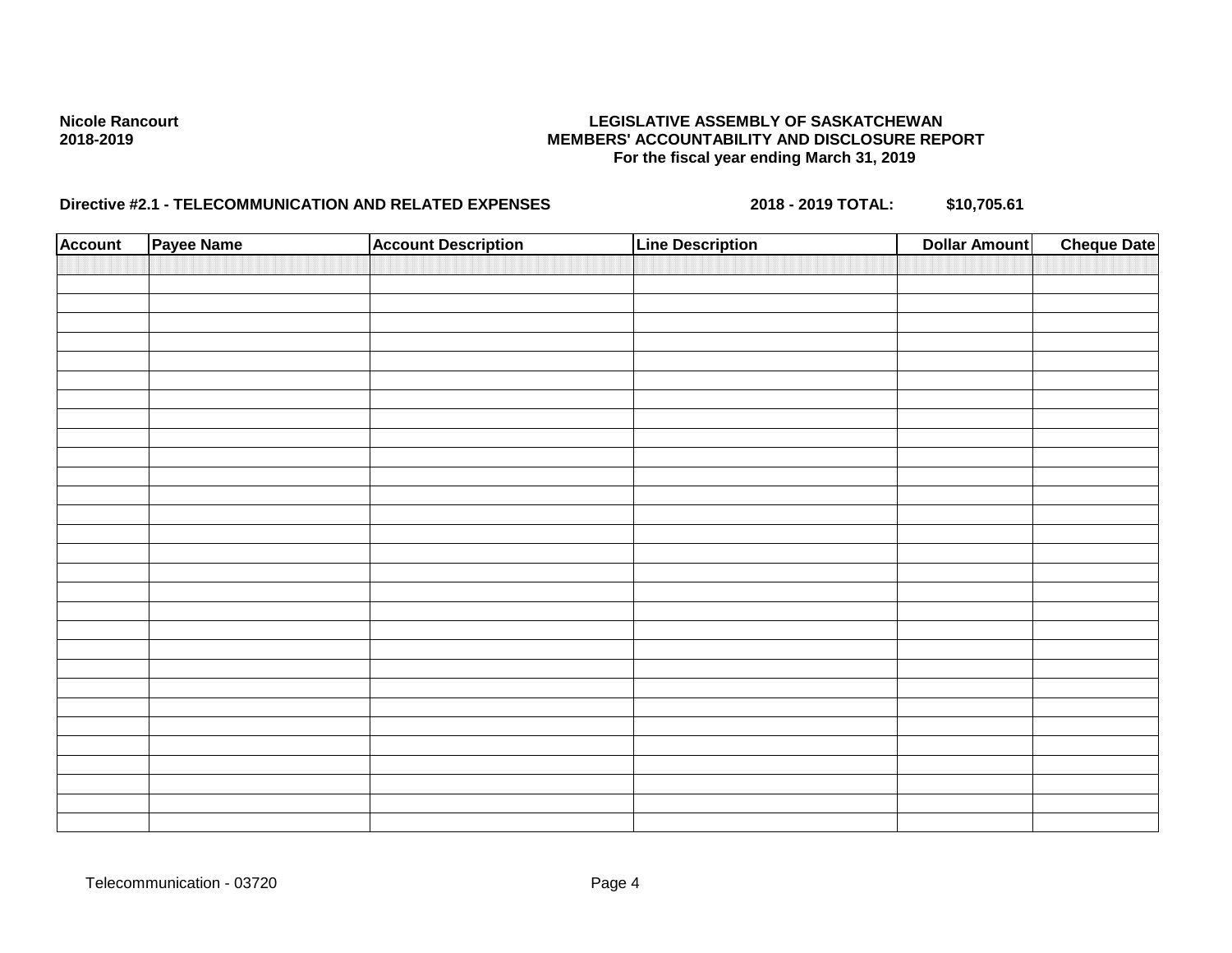**Nicole Rancourt**
**2018-2019**

**LEGISLATIVE ASSEMBLY OF SASKATCHEWAN**
**MEMBERS' ACCOUNTABILITY AND DISCLOSURE REPORT**
**For the fiscal year ending March 31, 2019**

**Directive #2.1 - TELECOMMUNICATION AND RELATED EXPENSES** **2018 - 2019 TOTAL:** **$10,705.61**

| Account | Payee Name | Account Description | Line Description | Dollar Amount | Cheque Date |
|---|---|---|---|---|---|
| | | | | | |

Telecommunication - 03720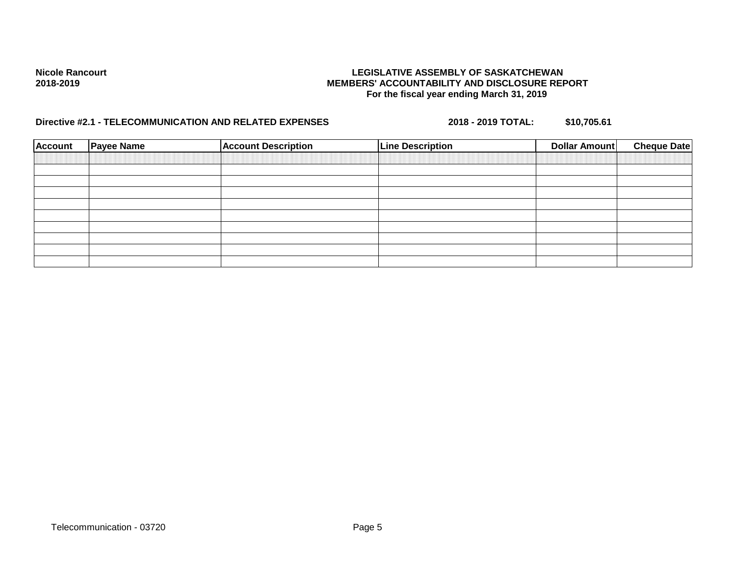**Nicole Rancourt**
**2018-2019**

**LEGISLATIVE ASSEMBLY OF SASKATCHEWAN**
**MEMBERS' ACCOUNTABILITY AND DISCLOSURE REPORT**
**For the fiscal year ending March 31, 2019**

**Directive #2.1 - TELECOMMUNICATION AND RELATED EXPENSES** **2018 - 2019 TOTAL: $10,705.61**

| Account | Payee Name | Account Description | Line Description | Dollar Amount | Cheque Date |
|---|---|---|---|---|---|
| | | | | | |
| | | | | | |
| | | | | | |
| | | | | | |
| | | | | | |
| | | | | | |
| | | | | | |
| | | | | | |
| | | | | | |

Telecommunication - 03720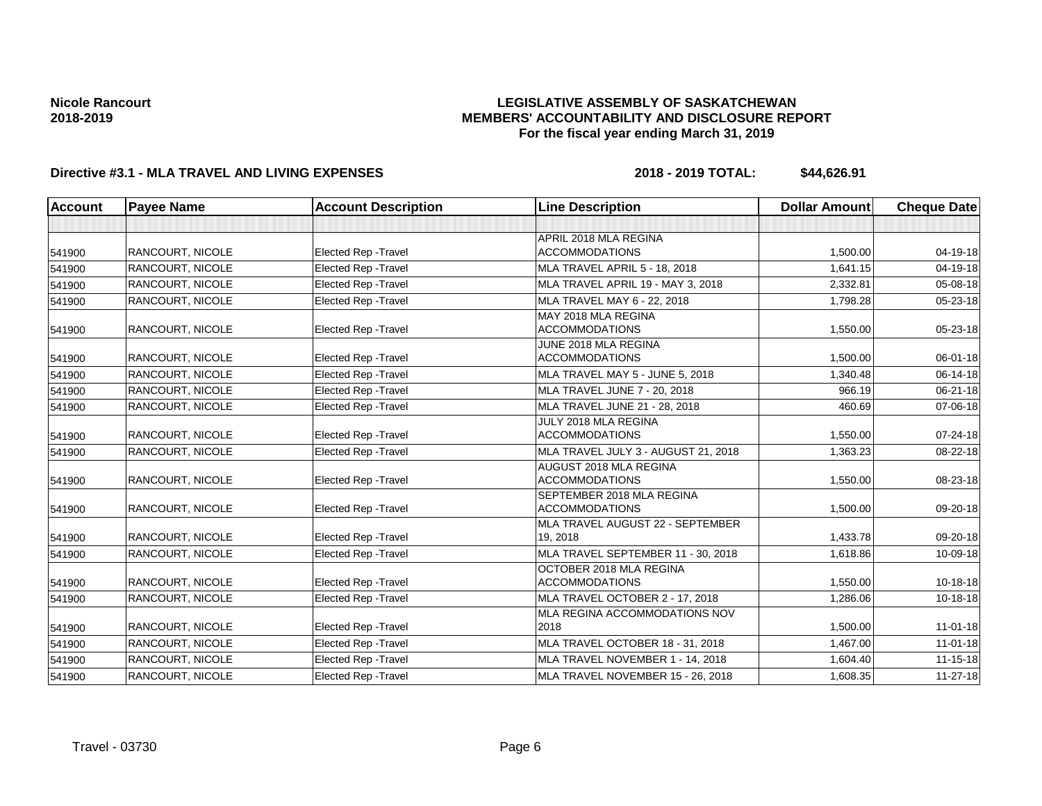**Nicole Rancourt**
**2018-2019**

# LEGISLATIVE ASSEMBLY OF SASKATCHEWAN
## MEMBERS' ACCOUNTABILITY AND DISCLOSURE REPORT
### For the fiscal year ending March 31, 2019

**Directive #3.1 - MLA TRAVEL AND LIVING EXPENSES** **2018 - 2019 TOTAL: $44,626.91**

| Account | Payee Name | Account Description | Line Description | Dollar Amount | Cheque Date |
|---|---|---|---|---|---|
| | | | | | |
| 541900 | RANCOURT, NICOLE | Elected Rep -Travel | APRIL 2018 MLA REGINA ACCOMMODATIONS | 1,500.00 | 04-19-18 |
| 541900 | RANCOURT, NICOLE | Elected Rep -Travel | MLA TRAVEL APRIL 5 - 18, 2018 | 1,641.15 | 04-19-18 |
| 541900 | RANCOURT, NICOLE | Elected Rep -Travel | MLA TRAVEL APRIL 19 - MAY 3, 2018 | 2,332.81 | 05-08-18 |
| 541900 | RANCOURT, NICOLE | Elected Rep -Travel | MLA TRAVEL MAY 6 - 22, 2018 | 1,798.28 | 05-23-18 |
| 541900 | RANCOURT, NICOLE | Elected Rep -Travel | MAY 2018 MLA REGINA ACCOMMODATIONS | 1,550.00 | 05-23-18 |
| 541900 | RANCOURT, NICOLE | Elected Rep -Travel | JUNE 2018 MLA REGINA ACCOMMODATIONS | 1,500.00 | 06-01-18 |
| 541900 | RANCOURT, NICOLE | Elected Rep -Travel | MLA TRAVEL MAY 5 - JUNE 5, 2018 | 1,340.48 | 06-14-18 |
| 541900 | RANCOURT, NICOLE | Elected Rep -Travel | MLA TRAVEL JUNE 7 - 20, 2018 | 966.19 | 06-21-18 |
| 541900 | RANCOURT, NICOLE | Elected Rep -Travel | MLA TRAVEL JUNE 21 - 28, 2018 | 460.69 | 07-06-18 |
| 541900 | RANCOURT, NICOLE | Elected Rep -Travel | JULY 2018 MLA REGINA ACCOMMODATIONS | 1,550.00 | 07-24-18 |
| 541900 | RANCOURT, NICOLE | Elected Rep -Travel | MLA TRAVEL JULY 3 - AUGUST 21, 2018 | 1,363.23 | 08-22-18 |
| 541900 | RANCOURT, NICOLE | Elected Rep -Travel | AUGUST 2018 MLA REGINA ACCOMMODATIONS | 1,550.00 | 08-23-18 |
| 541900 | RANCOURT, NICOLE | Elected Rep -Travel | SEPTEMBER 2018 MLA REGINA ACCOMMODATIONS | 1,500.00 | 09-20-18 |
| 541900 | RANCOURT, NICOLE | Elected Rep -Travel | MLA TRAVEL AUGUST 22 - SEPTEMBER 19, 2018 | 1,433.78 | 09-20-18 |
| 541900 | RANCOURT, NICOLE | Elected Rep -Travel | MLA TRAVEL SEPTEMBER 11 - 30, 2018 | 1,618.86 | 10-09-18 |
| 541900 | RANCOURT, NICOLE | Elected Rep -Travel | OCTOBER 2018 MLA REGINA ACCOMMODATIONS | 1,550.00 | 10-18-18 |
| 541900 | RANCOURT, NICOLE | Elected Rep -Travel | MLA TRAVEL OCTOBER 2 - 17, 2018 | 1,286.06 | 10-18-18 |
| 541900 | RANCOURT, NICOLE | Elected Rep -Travel | MLA REGINA ACCOMMODATIONS NOV 2018 | 1,500.00 | 11-01-18 |
| 541900 | RANCOURT, NICOLE | Elected Rep -Travel | MLA TRAVEL OCTOBER 18 - 31, 2018 | 1,467.00 | 11-01-18 |
| 541900 | RANCOURT, NICOLE | Elected Rep -Travel | MLA TRAVEL NOVEMBER 1 - 14, 2018 | 1,604.40 | 11-15-18 |
| 541900 | RANCOURT, NICOLE | Elected Rep -Travel | MLA TRAVEL NOVEMBER 15 - 26, 2018 | 1,608.35 | 11-27-18 |

Travel - 03730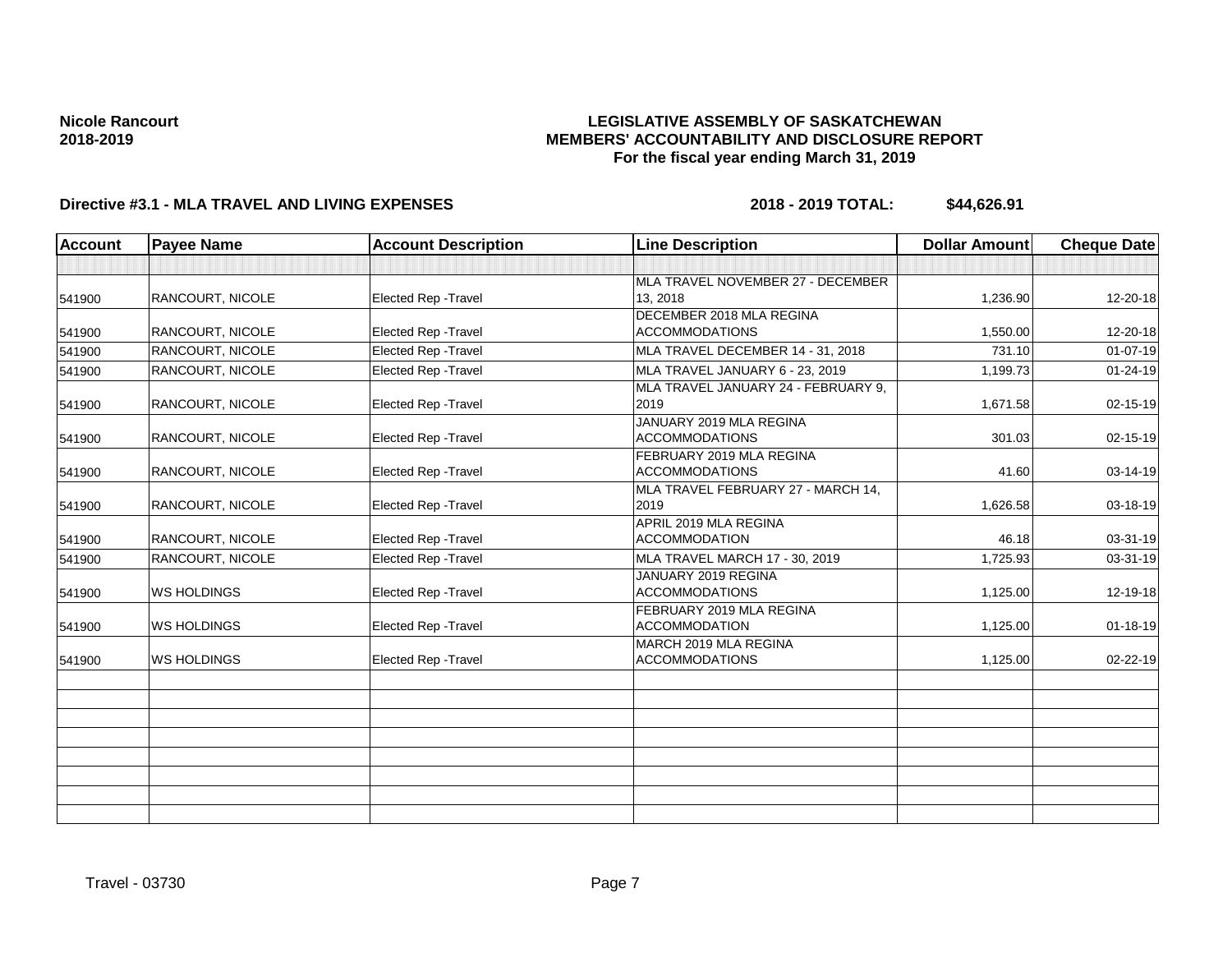**Nicole Rancourt**
**2018-2019**

**LEGISLATIVE ASSEMBLY OF SASKATCHEWAN**
**MEMBERS' ACCOUNTABILITY AND DISCLOSURE REPORT**
**For the fiscal year ending March 31, 2019**

**Directive #3.1 - MLA TRAVEL AND LIVING EXPENSES** **2018 - 2019 TOTAL: $44,626.91**

| Account | Payee Name | Account Description | Line Description | Dollar Amount | Cheque Date |
|---|---|---|---|---|---|
| | | | | | |
| 541900 | RANCOURT, NICOLE | Elected Rep -Travel | MLA TRAVEL NOVEMBER 27 - DECEMBER 13, 2018 | 1,236.90 | 12-20-18 |
| 541900 | RANCOURT, NICOLE | Elected Rep -Travel | DECEMBER 2018 MLA REGINA ACCOMMODATIONS | 1,550.00 | 12-20-18 |
| 541900 | RANCOURT, NICOLE | Elected Rep -Travel | MLA TRAVEL DECEMBER 14 - 31, 2018 | 731.10 | 01-07-19 |
| 541900 | RANCOURT, NICOLE | Elected Rep -Travel | MLA TRAVEL JANUARY 6 - 23, 2019 | 1,199.73 | 01-24-19 |
| 541900 | RANCOURT, NICOLE | Elected Rep -Travel | MLA TRAVEL JANUARY 24 - FEBRUARY 9, 2019 | 1,671.58 | 02-15-19 |
| 541900 | RANCOURT, NICOLE | Elected Rep -Travel | JANUARY 2019 MLA REGINA ACCOMMODATIONS | 301.03 | 02-15-19 |
| 541900 | RANCOURT, NICOLE | Elected Rep -Travel | FEBRUARY 2019 MLA REGINA ACCOMMODATIONS | 41.60 | 03-14-19 |
| 541900 | RANCOURT, NICOLE | Elected Rep -Travel | MLA TRAVEL FEBRUARY 27 - MARCH 14, 2019 | 1,626.58 | 03-18-19 |
| 541900 | RANCOURT, NICOLE | Elected Rep -Travel | APRIL 2019 MLA REGINA ACCOMMODATION | 46.18 | 03-31-19 |
| 541900 | RANCOURT, NICOLE | Elected Rep -Travel | MLA TRAVEL MARCH 17 - 30, 2019 | 1,725.93 | 03-31-19 |
| 541900 | WS HOLDINGS | Elected Rep -Travel | JANUARY 2019 REGINA ACCOMMODATIONS | 1,125.00 | 12-19-18 |
| 541900 | WS HOLDINGS | Elected Rep -Travel | FEBRUARY 2019 MLA REGINA ACCOMMODATION | 1,125.00 | 01-18-19 |
| 541900 | WS HOLDINGS | Elected Rep -Travel | MARCH 2019 MLA REGINA ACCOMMODATIONS | 1,125.00 | 02-22-19 |
| | | | | | |
| | | | | | |
| | | | | | |
| | | | | | |
| | | | | | |
| | | | | | |
| | | | | | |
| | | | | | |

Travel - 03730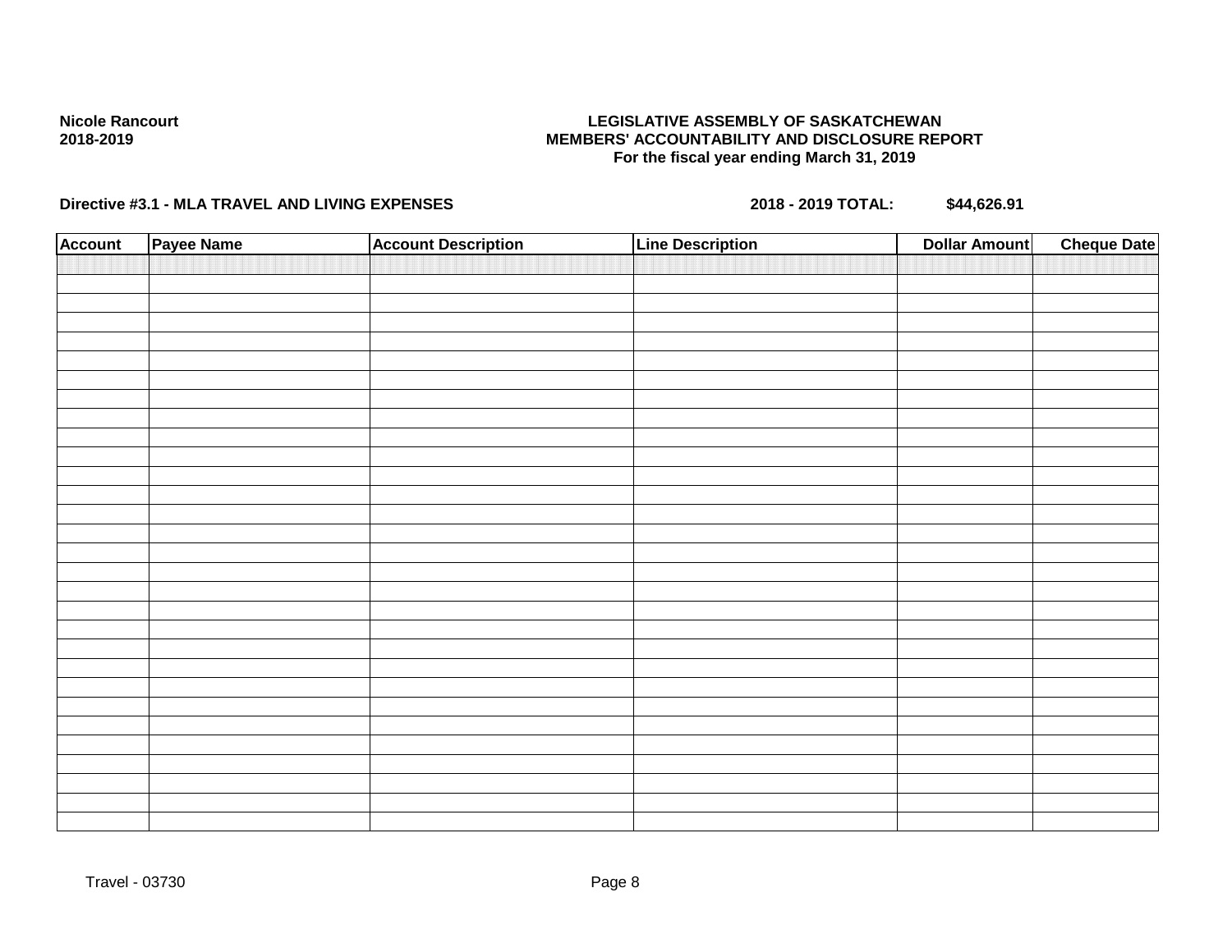**Nicole Rancourt**
**2018-2019**

**LEGISLATIVE ASSEMBLY OF SASKATCHEWAN**
**MEMBERS' ACCOUNTABILITY AND DISCLOSURE REPORT**
**For the fiscal year ending March 31, 2019**

**Directive #3.1 - MLA TRAVEL AND LIVING EXPENSES** **2018 - 2019 TOTAL: $44,626.91**

| Account | Payee Name | Account Description | Line Description | Dollar Amount | Cheque Date |
|---|---|---|---|---|---|
| | | | | | |

Travel - 03730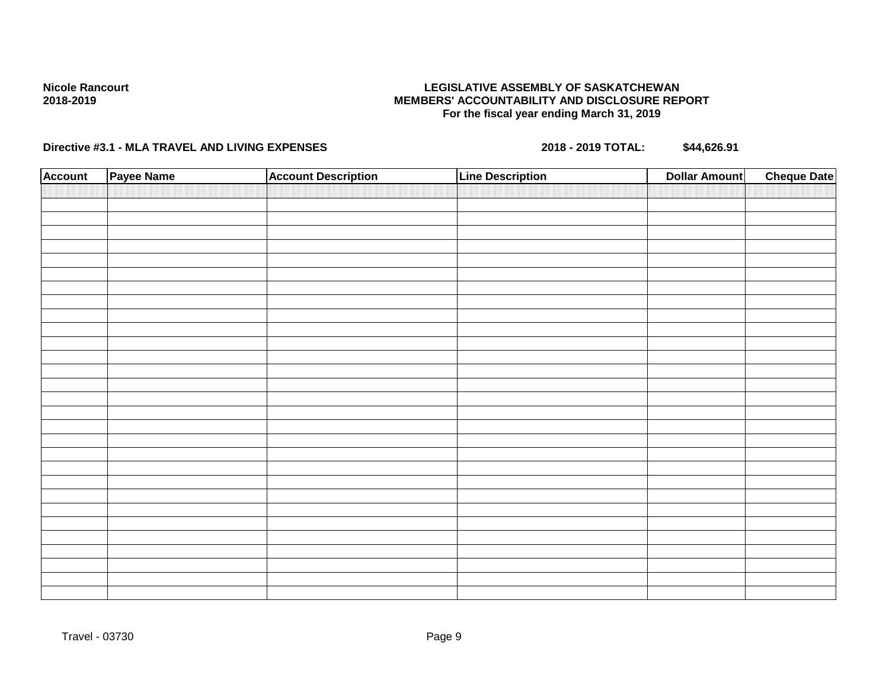**Nicole Rancourt**
**2018-2019**

**LEGISLATIVE ASSEMBLY OF SASKATCHEWAN**
**MEMBERS' ACCOUNTABILITY AND DISCLOSURE REPORT**
**For the fiscal year ending March 31, 2019**

**Directive #3.1 - MLA TRAVEL AND LIVING EXPENSES** **2018 - 2019 TOTAL: $44,626.91**

| Account | Payee Name | Account Description | Line Description | Dollar Amount | Cheque Date |
|---|---|---|---|---|---|
| | | | | | |

Travel - 03730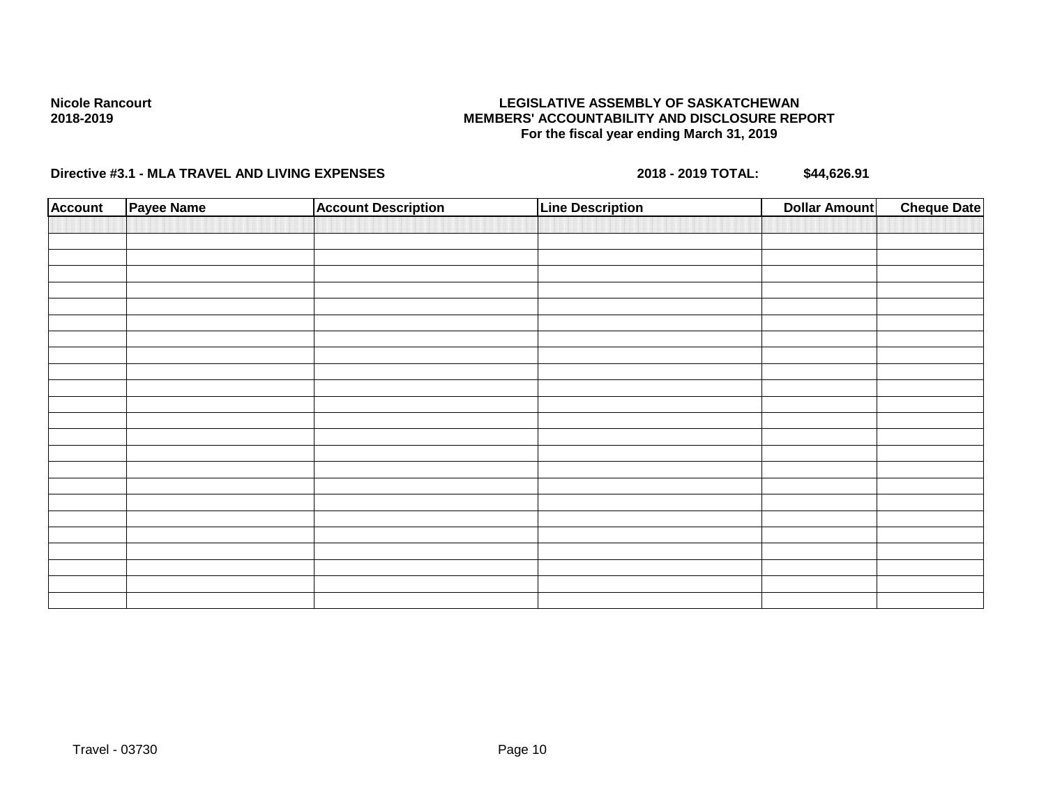**Nicole Rancourt**
**2018-2019**

**LEGISLATIVE ASSEMBLY OF SASKATCHEWAN**
**MEMBERS' ACCOUNTABILITY AND DISCLOSURE REPORT**
**For the fiscal year ending March 31, 2019**

**Directive #3.1 - MLA TRAVEL AND LIVING EXPENSES** **2018 - 2019 TOTAL:** **$44,626.91**

| Account | Payee Name | Account Description | Line Description | Dollar Amount | Cheque Date |
|---|---|---|---|---|---|
| | | | | | |

Travel - 03730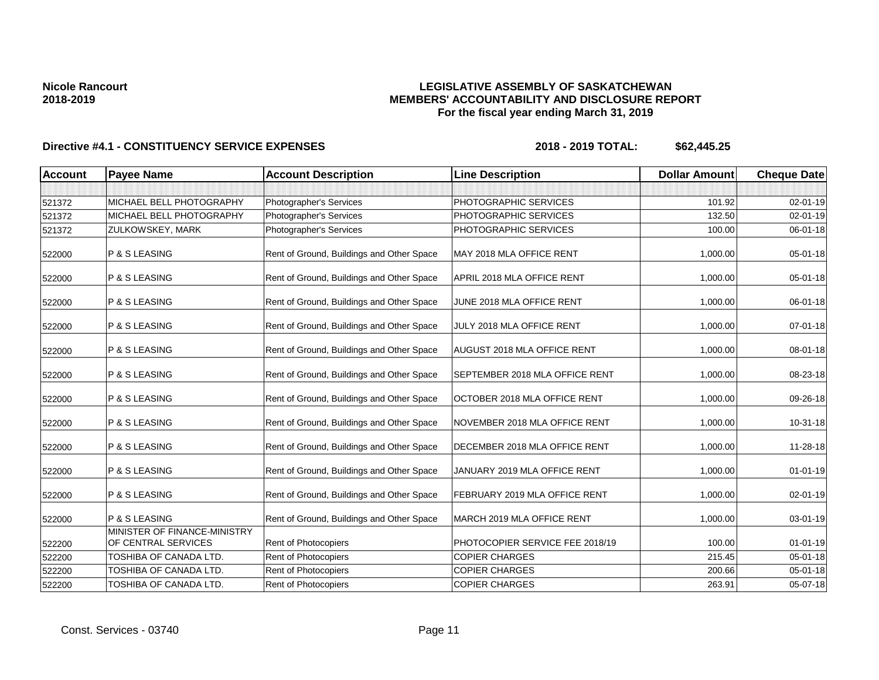**Nicole Rancourt**
**2018-2019**

**LEGISLATIVE ASSEMBLY OF SASKATCHEWAN**
**MEMBERS' ACCOUNTABILITY AND DISCLOSURE REPORT**
**For the fiscal year ending March 31, 2019**

**Directive #4.1 - CONSTITUENCY SERVICE EXPENSES** **2018 - 2019 TOTAL: $62,445.25**

| Account | Payee Name | Account Description | Line Description | Dollar Amount | Cheque Date |
|---|---|---|---|---|---|
| | | | | | |
| 521372 | MICHAEL BELL PHOTOGRAPHY | Photographer's Services | PHOTOGRAPHIC SERVICES | 101.92 | 02-01-19 |
| 521372 | MICHAEL BELL PHOTOGRAPHY | Photographer's Services | PHOTOGRAPHIC SERVICES | 132.50 | 02-01-19 |
| 521372 | ZULKOWSKEY, MARK | Photographer's Services | PHOTOGRAPHIC SERVICES | 100.00 | 06-01-18 |
| 522000 | P & S LEASING | Rent of Ground, Buildings and Other Space | MAY 2018 MLA OFFICE RENT | 1,000.00 | 05-01-18 |
| 522000 | P & S LEASING | Rent of Ground, Buildings and Other Space | APRIL 2018 MLA OFFICE RENT | 1,000.00 | 05-01-18 |
| 522000 | P & S LEASING | Rent of Ground, Buildings and Other Space | JUNE 2018 MLA OFFICE RENT | 1,000.00 | 06-01-18 |
| 522000 | P & S LEASING | Rent of Ground, Buildings and Other Space | JULY 2018 MLA OFFICE RENT | 1,000.00 | 07-01-18 |
| 522000 | P & S LEASING | Rent of Ground, Buildings and Other Space | AUGUST 2018 MLA OFFICE RENT | 1,000.00 | 08-01-18 |
| 522000 | P & S LEASING | Rent of Ground, Buildings and Other Space | SEPTEMBER 2018 MLA OFFICE RENT | 1,000.00 | 08-23-18 |
| 522000 | P & S LEASING | Rent of Ground, Buildings and Other Space | OCTOBER 2018 MLA OFFICE RENT | 1,000.00 | 09-26-18 |
| 522000 | P & S LEASING | Rent of Ground, Buildings and Other Space | NOVEMBER 2018 MLA OFFICE RENT | 1,000.00 | 10-31-18 |
| 522000 | P & S LEASING | Rent of Ground, Buildings and Other Space | DECEMBER 2018 MLA OFFICE RENT | 1,000.00 | 11-28-18 |
| 522000 | P & S LEASING | Rent of Ground, Buildings and Other Space | JANUARY 2019 MLA OFFICE RENT | 1,000.00 | 01-01-19 |
| 522000 | P & S LEASING | Rent of Ground, Buildings and Other Space | FEBRUARY 2019 MLA OFFICE RENT | 1,000.00 | 02-01-19 |
| 522000 | P & S LEASING | Rent of Ground, Buildings and Other Space | MARCH 2019 MLA OFFICE RENT | 1,000.00 | 03-01-19 |
| 522200 | MINISTER OF FINANCE-MINISTRY OF CENTRAL SERVICES | Rent of Photocopiers | PHOTOCOPIER SERVICE FEE 2018/19 | 100.00 | 01-01-19 |
| 522200 | TOSHIBA OF CANADA LTD. | Rent of Photocopiers | COPIER CHARGES | 215.45 | 05-01-18 |
| 522200 | TOSHIBA OF CANADA LTD. | Rent of Photocopiers | COPIER CHARGES | 200.66 | 05-01-18 |
| 522200 | TOSHIBA OF CANADA LTD. | Rent of Photocopiers | COPIER CHARGES | 263.91 | 05-07-18 |

Const. Services - 03740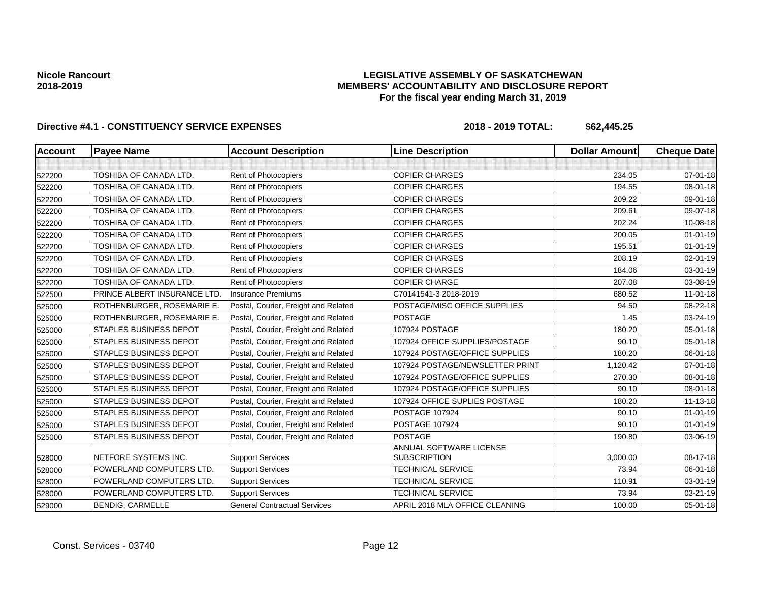**Nicole Rancourt**
**2018-2019**

**LEGISLATIVE ASSEMBLY OF SASKATCHEWAN**
**MEMBERS' ACCOUNTABILITY AND DISCLOSURE REPORT**
**For the fiscal year ending March 31, 2019**

**Directive #4.1 - CONSTITUENCY SERVICE EXPENSES** **2018 - 2019 TOTAL: $62,445.25**

| Account | Payee Name | Account Description | Line Description | Dollar Amount | Cheque Date |
|---|---|---|---|---|---|
| | | | | | |
| 522200 | TOSHIBA OF CANADA LTD. | Rent of Photocopiers | COPIER CHARGES | 234.05 | 07-01-18 |
| 522200 | TOSHIBA OF CANADA LTD. | Rent of Photocopiers | COPIER CHARGES | 194.55 | 08-01-18 |
| 522200 | TOSHIBA OF CANADA LTD. | Rent of Photocopiers | COPIER CHARGES | 209.22 | 09-01-18 |
| 522200 | TOSHIBA OF CANADA LTD. | Rent of Photocopiers | COPIER CHARGES | 209.61 | 09-07-18 |
| 522200 | TOSHIBA OF CANADA LTD. | Rent of Photocopiers | COPIER CHARGES | 202.24 | 10-08-18 |
| 522200 | TOSHIBA OF CANADA LTD. | Rent of Photocopiers | COPIER CHARGES | 200.05 | 01-01-19 |
| 522200 | TOSHIBA OF CANADA LTD. | Rent of Photocopiers | COPIER CHARGES | 195.51 | 01-01-19 |
| 522200 | TOSHIBA OF CANADA LTD. | Rent of Photocopiers | COPIER CHARGES | 208.19 | 02-01-19 |
| 522200 | TOSHIBA OF CANADA LTD. | Rent of Photocopiers | COPIER CHARGES | 184.06 | 03-01-19 |
| 522200 | TOSHIBA OF CANADA LTD. | Rent of Photocopiers | COPIER CHARGE | 207.08 | 03-08-19 |
| 522500 | PRINCE ALBERT INSURANCE LTD. | Insurance Premiums | C70141541-3 2018-2019 | 680.52 | 11-01-18 |
| 525000 | ROTHENBURGER, ROSEMARIE E. | Postal, Courier, Freight and Related | POSTAGE/MISC OFFICE SUPPLIES | 94.50 | 08-22-18 |
| 525000 | ROTHENBURGER, ROSEMARIE E. | Postal, Courier, Freight and Related | POSTAGE | 1.45 | 03-24-19 |
| 525000 | STAPLES BUSINESS DEPOT | Postal, Courier, Freight and Related | 107924 POSTAGE | 180.20 | 05-01-18 |
| 525000 | STAPLES BUSINESS DEPOT | Postal, Courier, Freight and Related | 107924 OFFICE SUPPLIES/POSTAGE | 90.10 | 05-01-18 |
| 525000 | STAPLES BUSINESS DEPOT | Postal, Courier, Freight and Related | 107924 POSTAGE/OFFICE SUPPLIES | 180.20 | 06-01-18 |
| 525000 | STAPLES BUSINESS DEPOT | Postal, Courier, Freight and Related | 107924 POSTAGE/NEWSLETTER PRINT | 1,120.42 | 07-01-18 |
| 525000 | STAPLES BUSINESS DEPOT | Postal, Courier, Freight and Related | 107924 POSTAGE/OFFICE SUPPLIES | 270.30 | 08-01-18 |
| 525000 | STAPLES BUSINESS DEPOT | Postal, Courier, Freight and Related | 107924 POSTAGE/OFFICE SUPPLIES | 90.10 | 08-01-18 |
| 525000 | STAPLES BUSINESS DEPOT | Postal, Courier, Freight and Related | 107924 OFFICE SUPLIES POSTAGE | 180.20 | 11-13-18 |
| 525000 | STAPLES BUSINESS DEPOT | Postal, Courier, Freight and Related | POSTAGE 107924 | 90.10 | 01-01-19 |
| 525000 | STAPLES BUSINESS DEPOT | Postal, Courier, Freight and Related | POSTAGE 107924 | 90.10 | 01-01-19 |
| 525000 | STAPLES BUSINESS DEPOT | Postal, Courier, Freight and Related | POSTAGE | 190.80 | 03-06-19 |
| 528000 | NETFORE SYSTEMS INC. | Support Services | ANNUAL SOFTWARE LICENSE SUBSCRIPTION | 3,000.00 | 08-17-18 |
| 528000 | POWERLAND COMPUTERS LTD. | Support Services | TECHNICAL SERVICE | 73.94 | 06-01-18 |
| 528000 | POWERLAND COMPUTERS LTD. | Support Services | TECHNICAL SERVICE | 110.91 | 03-01-19 |
| 528000 | POWERLAND COMPUTERS LTD. | Support Services | TECHNICAL SERVICE | 73.94 | 03-21-19 |
| 529000 | BENDIG, CARMELLE | General Contractual Services | APRIL 2018 MLA OFFICE CLEANING | 100.00 | 05-01-18 |

Const. Services - 03740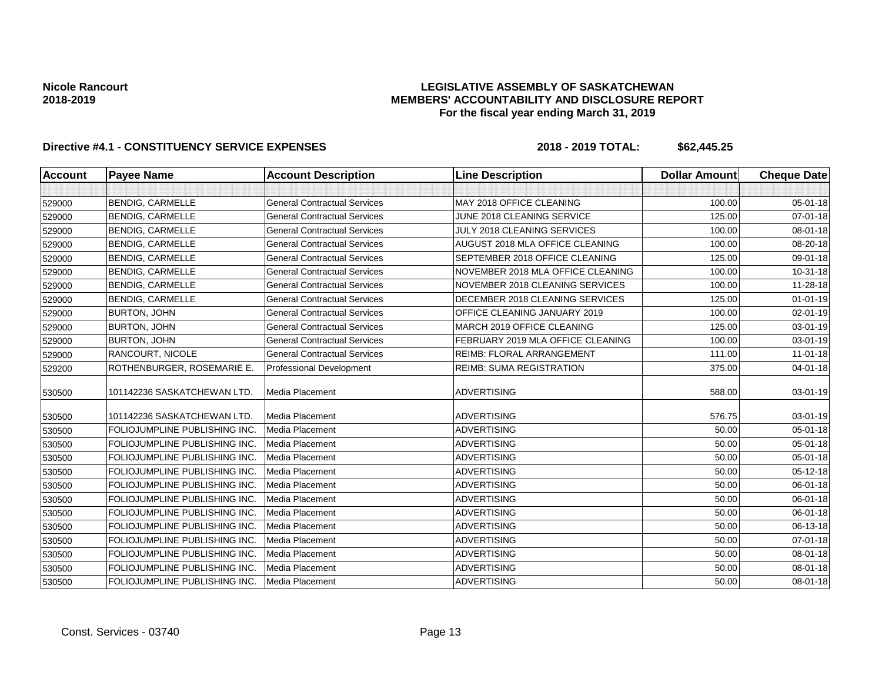**Nicole Rancourt**
**2018-2019**

# LEGISLATIVE ASSEMBLY OF SASKATCHEWAN
## MEMBERS' ACCOUNTABILITY AND DISCLOSURE REPORT
### For the fiscal year ending March 31, 2019

**Directive #4.1 - CONSTITUENCY SERVICE EXPENSES** **2018 - 2019 TOTAL: $62,445.25**

| Account | Payee Name | Account Description | Line Description | Dollar Amount | Cheque Date |
|---|---|---|---|---|---|
| | | | | | |
| 529000 | BENDIG, CARMELLE | General Contractual Services | MAY 2018 OFFICE CLEANING | 100.00 | 05-01-18 |
| 529000 | BENDIG, CARMELLE | General Contractual Services | JUNE 2018 CLEANING SERVICE | 125.00 | 07-01-18 |
| 529000 | BENDIG, CARMELLE | General Contractual Services | JULY 2018 CLEANING SERVICES | 100.00 | 08-01-18 |
| 529000 | BENDIG, CARMELLE | General Contractual Services | AUGUST 2018 MLA OFFICE CLEANING | 100.00 | 08-20-18 |
| 529000 | BENDIG, CARMELLE | General Contractual Services | SEPTEMBER 2018 OFFICE CLEANING | 125.00 | 09-01-18 |
| 529000 | BENDIG, CARMELLE | General Contractual Services | NOVEMBER 2018 MLA OFFICE CLEANING | 100.00 | 10-31-18 |
| 529000 | BENDIG, CARMELLE | General Contractual Services | NOVEMBER 2018 CLEANING SERVICES | 100.00 | 11-28-18 |
| 529000 | BENDIG, CARMELLE | General Contractual Services | DECEMBER 2018 CLEANING SERVICES | 125.00 | 01-01-19 |
| 529000 | BURTON, JOHN | General Contractual Services | OFFICE CLEANING JANUARY 2019 | 100.00 | 02-01-19 |
| 529000 | BURTON, JOHN | General Contractual Services | MARCH 2019 OFFICE CLEANING | 125.00 | 03-01-19 |
| 529000 | BURTON, JOHN | General Contractual Services | FEBRUARY 2019 MLA OFFICE CLEANING | 100.00 | 03-01-19 |
| 529000 | RANCOURT, NICOLE | General Contractual Services | REIMB: FLORAL ARRANGEMENT | 111.00 | 11-01-18 |
| 529200 | ROTHENBURGER, ROSEMARIE E. | Professional Development | REIMB: SUMA REGISTRATION | 375.00 | 04-01-18 |
| 530500 | 101142236 SASKATCHEWAN LTD. | Media Placement | ADVERTISING | 588.00 | 03-01-19 |
| 530500 | 101142236 SASKATCHEWAN LTD. | Media Placement | ADVERTISING | 576.75 | 03-01-19 |
| 530500 | FOLIOJUMPLINE PUBLISHING INC. | Media Placement | ADVERTISING | 50.00 | 05-01-18 |
| 530500 | FOLIOJUMPLINE PUBLISHING INC. | Media Placement | ADVERTISING | 50.00 | 05-01-18 |
| 530500 | FOLIOJUMPLINE PUBLISHING INC. | Media Placement | ADVERTISING | 50.00 | 05-01-18 |
| 530500 | FOLIOJUMPLINE PUBLISHING INC. | Media Placement | ADVERTISING | 50.00 | 05-12-18 |
| 530500 | FOLIOJUMPLINE PUBLISHING INC. | Media Placement | ADVERTISING | 50.00 | 06-01-18 |
| 530500 | FOLIOJUMPLINE PUBLISHING INC. | Media Placement | ADVERTISING | 50.00 | 06-01-18 |
| 530500 | FOLIOJUMPLINE PUBLISHING INC. | Media Placement | ADVERTISING | 50.00 | 06-01-18 |
| 530500 | FOLIOJUMPLINE PUBLISHING INC. | Media Placement | ADVERTISING | 50.00 | 06-13-18 |
| 530500 | FOLIOJUMPLINE PUBLISHING INC. | Media Placement | ADVERTISING | 50.00 | 07-01-18 |
| 530500 | FOLIOJUMPLINE PUBLISHING INC. | Media Placement | ADVERTISING | 50.00 | 08-01-18 |
| 530500 | FOLIOJUMPLINE PUBLISHING INC. | Media Placement | ADVERTISING | 50.00 | 08-01-18 |
| 530500 | FOLIOJUMPLINE PUBLISHING INC. | Media Placement | ADVERTISING | 50.00 | 08-01-18 |

Const. Services - 03740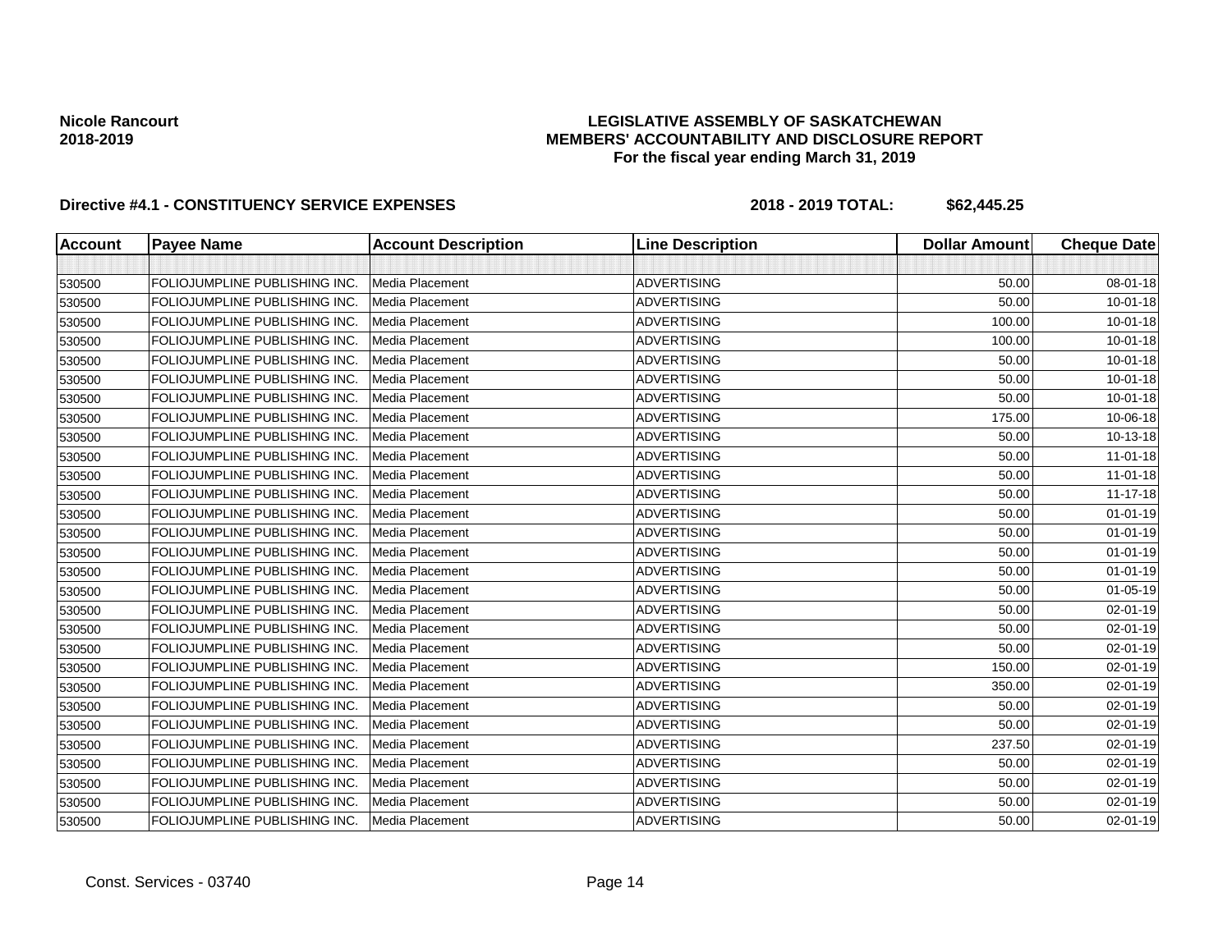**Nicole Rancourt**
**2018-2019**

**LEGISLATIVE ASSEMBLY OF SASKATCHEWAN**
**MEMBERS' ACCOUNTABILITY AND DISCLOSURE REPORT**
**For the fiscal year ending March 31, 2019**

**Directive #4.1 - CONSTITUENCY SERVICE EXPENSES** **2018 - 2019 TOTAL: $62,445.25**

| Account | Payee Name | Account Description | Line Description | Dollar Amount | Cheque Date |
|---|---|---|---|---|---|
| | | | | | |
| 530500 | FOLIOJUMPLINE PUBLISHING INC. | Media Placement | ADVERTISING | 50.00 | 08-01-18 |
| 530500 | FOLIOJUMPLINE PUBLISHING INC. | Media Placement | ADVERTISING | 50.00 | 10-01-18 |
| 530500 | FOLIOJUMPLINE PUBLISHING INC. | Media Placement | ADVERTISING | 100.00 | 10-01-18 |
| 530500 | FOLIOJUMPLINE PUBLISHING INC. | Media Placement | ADVERTISING | 100.00 | 10-01-18 |
| 530500 | FOLIOJUMPLINE PUBLISHING INC. | Media Placement | ADVERTISING | 50.00 | 10-01-18 |
| 530500 | FOLIOJUMPLINE PUBLISHING INC. | Media Placement | ADVERTISING | 50.00 | 10-01-18 |
| 530500 | FOLIOJUMPLINE PUBLISHING INC. | Media Placement | ADVERTISING | 50.00 | 10-01-18 |
| 530500 | FOLIOJUMPLINE PUBLISHING INC. | Media Placement | ADVERTISING | 175.00 | 10-06-18 |
| 530500 | FOLIOJUMPLINE PUBLISHING INC. | Media Placement | ADVERTISING | 50.00 | 10-13-18 |
| 530500 | FOLIOJUMPLINE PUBLISHING INC. | Media Placement | ADVERTISING | 50.00 | 11-01-18 |
| 530500 | FOLIOJUMPLINE PUBLISHING INC. | Media Placement | ADVERTISING | 50.00 | 11-01-18 |
| 530500 | FOLIOJUMPLINE PUBLISHING INC. | Media Placement | ADVERTISING | 50.00 | 11-17-18 |
| 530500 | FOLIOJUMPLINE PUBLISHING INC. | Media Placement | ADVERTISING | 50.00 | 01-01-19 |
| 530500 | FOLIOJUMPLINE PUBLISHING INC. | Media Placement | ADVERTISING | 50.00 | 01-01-19 |
| 530500 | FOLIOJUMPLINE PUBLISHING INC. | Media Placement | ADVERTISING | 50.00 | 01-01-19 |
| 530500 | FOLIOJUMPLINE PUBLISHING INC. | Media Placement | ADVERTISING | 50.00 | 01-01-19 |
| 530500 | FOLIOJUMPLINE PUBLISHING INC. | Media Placement | ADVERTISING | 50.00 | 01-05-19 |
| 530500 | FOLIOJUMPLINE PUBLISHING INC. | Media Placement | ADVERTISING | 50.00 | 02-01-19 |
| 530500 | FOLIOJUMPLINE PUBLISHING INC. | Media Placement | ADVERTISING | 50.00 | 02-01-19 |
| 530500 | FOLIOJUMPLINE PUBLISHING INC. | Media Placement | ADVERTISING | 50.00 | 02-01-19 |
| 530500 | FOLIOJUMPLINE PUBLISHING INC. | Media Placement | ADVERTISING | 150.00 | 02-01-19 |
| 530500 | FOLIOJUMPLINE PUBLISHING INC. | Media Placement | ADVERTISING | 350.00 | 02-01-19 |
| 530500 | FOLIOJUMPLINE PUBLISHING INC. | Media Placement | ADVERTISING | 50.00 | 02-01-19 |
| 530500 | FOLIOJUMPLINE PUBLISHING INC. | Media Placement | ADVERTISING | 50.00 | 02-01-19 |
| 530500 | FOLIOJUMPLINE PUBLISHING INC. | Media Placement | ADVERTISING | 237.50 | 02-01-19 |
| 530500 | FOLIOJUMPLINE PUBLISHING INC. | Media Placement | ADVERTISING | 50.00 | 02-01-19 |
| 530500 | FOLIOJUMPLINE PUBLISHING INC. | Media Placement | ADVERTISING | 50.00 | 02-01-19 |
| 530500 | FOLIOJUMPLINE PUBLISHING INC. | Media Placement | ADVERTISING | 50.00 | 02-01-19 |
| 530500 | FOLIOJUMPLINE PUBLISHING INC. | Media Placement | ADVERTISING | 50.00 | 02-01-19 |

Const. Services - 03740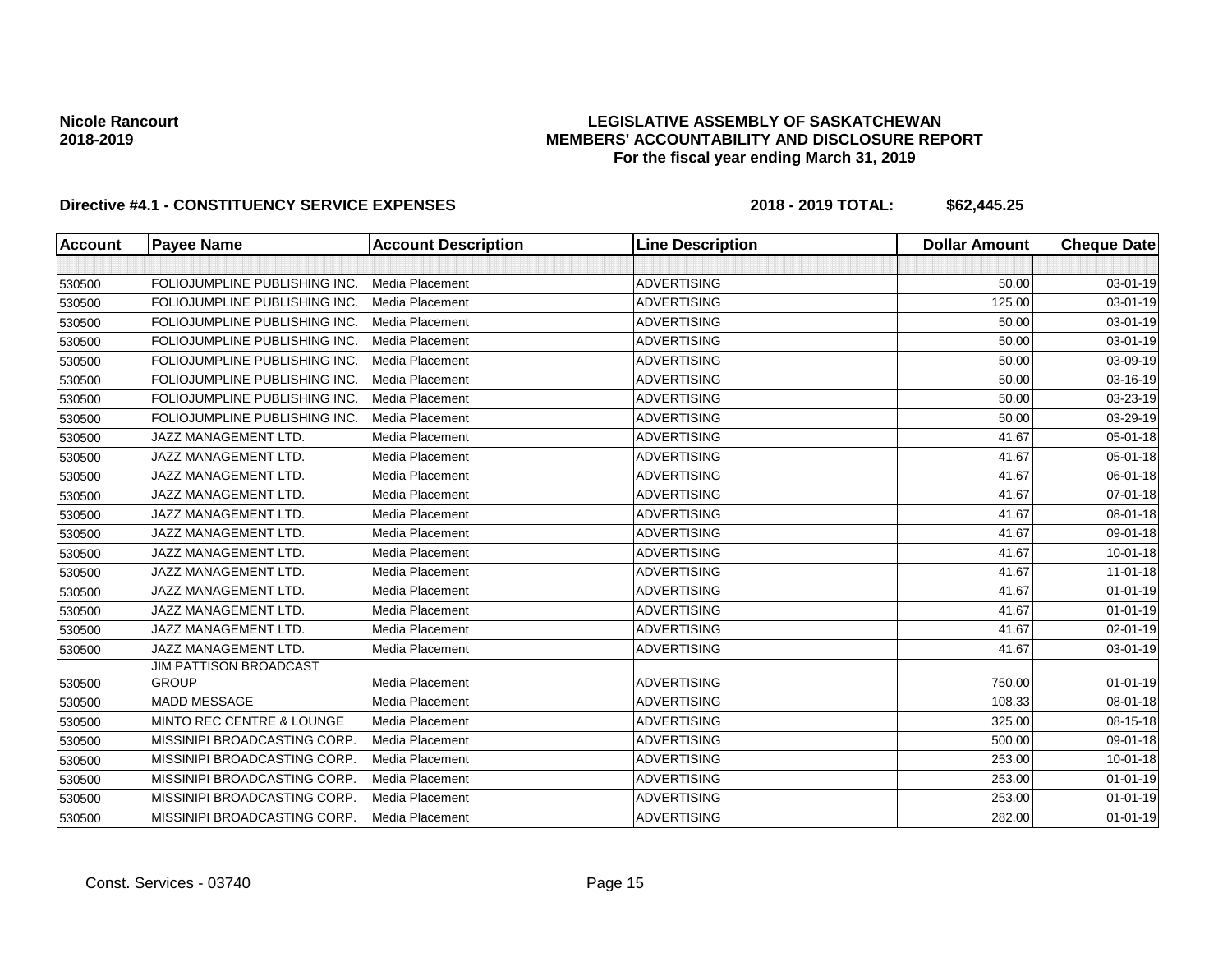**Nicole Rancourt**
**2018-2019**

**LEGISLATIVE ASSEMBLY OF SASKATCHEWAN**
**MEMBERS' ACCOUNTABILITY AND DISCLOSURE REPORT**
**For the fiscal year ending March 31, 2019**

**Directive #4.1 - CONSTITUENCY SERVICE EXPENSES** **2018 - 2019 TOTAL: $62,445.25**

| Account | Payee Name | Account Description | Line Description | Dollar Amount | Cheque Date |
|---|---|---|---|---|---|
| | | | | | |
| 530500 | FOLIOJUMPLINE PUBLISHING INC. | Media Placement | ADVERTISING | 50.00 | 03-01-19 |
| 530500 | FOLIOJUMPLINE PUBLISHING INC. | Media Placement | ADVERTISING | 125.00 | 03-01-19 |
| 530500 | FOLIOJUMPLINE PUBLISHING INC. | Media Placement | ADVERTISING | 50.00 | 03-01-19 |
| 530500 | FOLIOJUMPLINE PUBLISHING INC. | Media Placement | ADVERTISING | 50.00 | 03-01-19 |
| 530500 | FOLIOJUMPLINE PUBLISHING INC. | Media Placement | ADVERTISING | 50.00 | 03-09-19 |
| 530500 | FOLIOJUMPLINE PUBLISHING INC. | Media Placement | ADVERTISING | 50.00 | 03-16-19 |
| 530500 | FOLIOJUMPLINE PUBLISHING INC. | Media Placement | ADVERTISING | 50.00 | 03-23-19 |
| 530500 | FOLIOJUMPLINE PUBLISHING INC. | Media Placement | ADVERTISING | 50.00 | 03-29-19 |
| 530500 | JAZZ MANAGEMENT LTD. | Media Placement | ADVERTISING | 41.67 | 05-01-18 |
| 530500 | JAZZ MANAGEMENT LTD. | Media Placement | ADVERTISING | 41.67 | 05-01-18 |
| 530500 | JAZZ MANAGEMENT LTD. | Media Placement | ADVERTISING | 41.67 | 06-01-18 |
| 530500 | JAZZ MANAGEMENT LTD. | Media Placement | ADVERTISING | 41.67 | 07-01-18 |
| 530500 | JAZZ MANAGEMENT LTD. | Media Placement | ADVERTISING | 41.67 | 08-01-18 |
| 530500 | JAZZ MANAGEMENT LTD. | Media Placement | ADVERTISING | 41.67 | 09-01-18 |
| 530500 | JAZZ MANAGEMENT LTD. | Media Placement | ADVERTISING | 41.67 | 10-01-18 |
| 530500 | JAZZ MANAGEMENT LTD. | Media Placement | ADVERTISING | 41.67 | 11-01-18 |
| 530500 | JAZZ MANAGEMENT LTD. | Media Placement | ADVERTISING | 41.67 | 01-01-19 |
| 530500 | JAZZ MANAGEMENT LTD. | Media Placement | ADVERTISING | 41.67 | 01-01-19 |
| 530500 | JAZZ MANAGEMENT LTD. | Media Placement | ADVERTISING | 41.67 | 02-01-19 |
| 530500 | JAZZ MANAGEMENT LTD. | Media Placement | ADVERTISING | 41.67 | 03-01-19 |
| 530500 | JIM PATTISON BROADCAST GROUP | Media Placement | ADVERTISING | 750.00 | 01-01-19 |
| 530500 | MADD MESSAGE | Media Placement | ADVERTISING | 108.33 | 08-01-18 |
| 530500 | MINTO REC CENTRE & LOUNGE | Media Placement | ADVERTISING | 325.00 | 08-15-18 |
| 530500 | MISSINIPI BROADCASTING CORP. | Media Placement | ADVERTISING | 500.00 | 09-01-18 |
| 530500 | MISSINIPI BROADCASTING CORP. | Media Placement | ADVERTISING | 253.00 | 10-01-18 |
| 530500 | MISSINIPI BROADCASTING CORP. | Media Placement | ADVERTISING | 253.00 | 01-01-19 |
| 530500 | MISSINIPI BROADCASTING CORP. | Media Placement | ADVERTISING | 253.00 | 01-01-19 |
| 530500 | MISSINIPI BROADCASTING CORP. | Media Placement | ADVERTISING | 282.00 | 01-01-19 |

Const. Services - 03740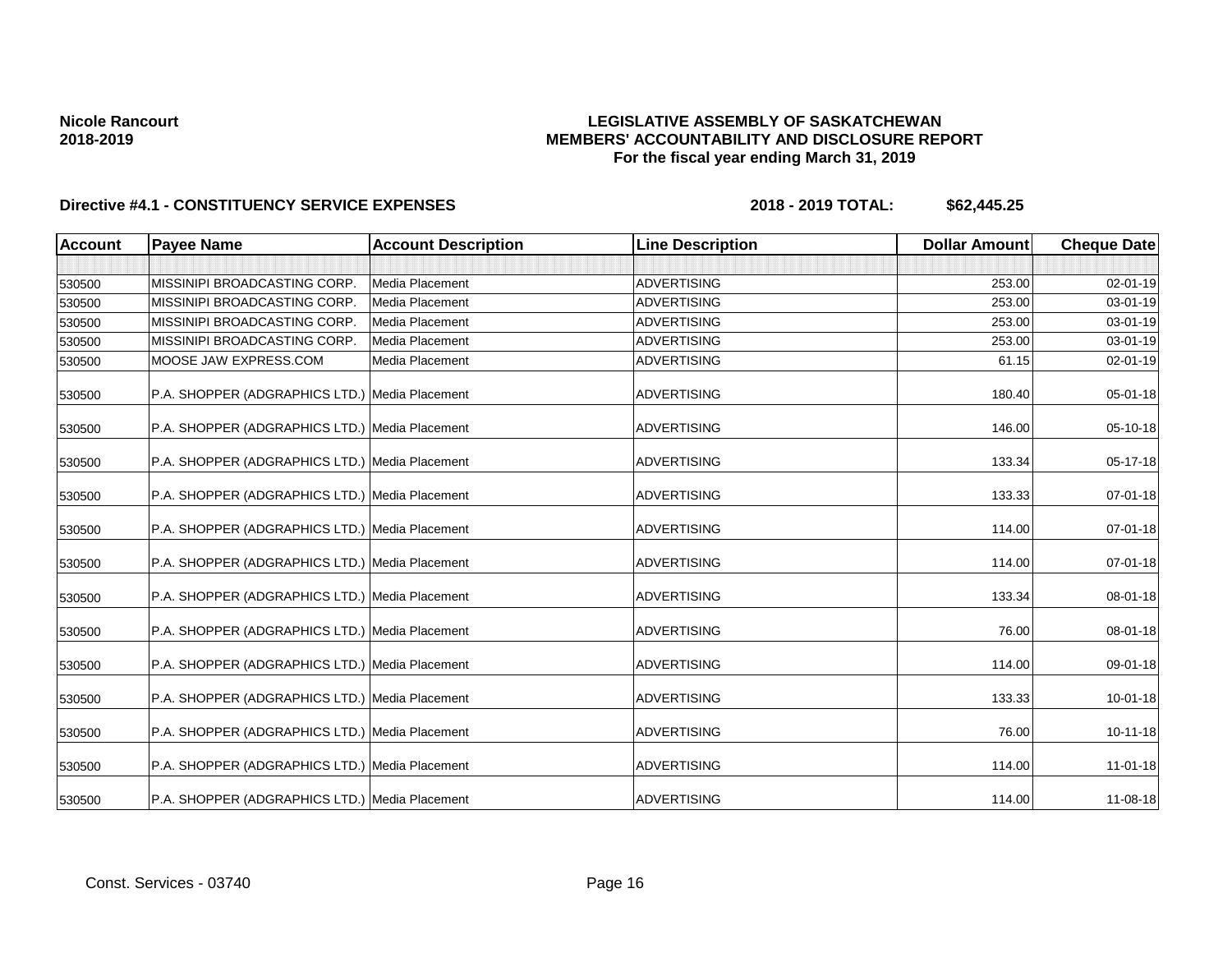**Nicole Rancourt**
**2018-2019**

**LEGISLATIVE ASSEMBLY OF SASKATCHEWAN**
**MEMBERS' ACCOUNTABILITY AND DISCLOSURE REPORT**
**For the fiscal year ending March 31, 2019**

**Directive #4.1 - CONSTITUENCY SERVICE EXPENSES** **2018 - 2019 TOTAL: $62,445.25**

| Account | Payee Name | Account Description | Line Description | Dollar Amount | Cheque Date |
|---|---|---|---|---|---|
| | | | | | |
| 530500 | MISSINIPI BROADCASTING CORP. | Media Placement | ADVERTISING | 253.00 | 02-01-19 |
| 530500 | MISSINIPI BROADCASTING CORP. | Media Placement | ADVERTISING | 253.00 | 03-01-19 |
| 530500 | MISSINIPI BROADCASTING CORP. | Media Placement | ADVERTISING | 253.00 | 03-01-19 |
| 530500 | MISSINIPI BROADCASTING CORP. | Media Placement | ADVERTISING | 253.00 | 03-01-19 |
| 530500 | MOOSE JAW EXPRESS.COM | Media Placement | ADVERTISING | 61.15 | 02-01-19 |
| 530500 | P.A. SHOPPER (ADGRAPHICS LTD.) | Media Placement | ADVERTISING | 180.40 | 05-01-18 |
| 530500 | P.A. SHOPPER (ADGRAPHICS LTD.) | Media Placement | ADVERTISING | 146.00 | 05-10-18 |
| 530500 | P.A. SHOPPER (ADGRAPHICS LTD.) | Media Placement | ADVERTISING | 133.34 | 05-17-18 |
| 530500 | P.A. SHOPPER (ADGRAPHICS LTD.) | Media Placement | ADVERTISING | 133.33 | 07-01-18 |
| 530500 | P.A. SHOPPER (ADGRAPHICS LTD.) | Media Placement | ADVERTISING | 114.00 | 07-01-18 |
| 530500 | P.A. SHOPPER (ADGRAPHICS LTD.) | Media Placement | ADVERTISING | 114.00 | 07-01-18 |
| 530500 | P.A. SHOPPER (ADGRAPHICS LTD.) | Media Placement | ADVERTISING | 133.34 | 08-01-18 |
| 530500 | P.A. SHOPPER (ADGRAPHICS LTD.) | Media Placement | ADVERTISING | 76.00 | 08-01-18 |
| 530500 | P.A. SHOPPER (ADGRAPHICS LTD.) | Media Placement | ADVERTISING | 114.00 | 09-01-18 |
| 530500 | P.A. SHOPPER (ADGRAPHICS LTD.) | Media Placement | ADVERTISING | 133.33 | 10-01-18 |
| 530500 | P.A. SHOPPER (ADGRAPHICS LTD.) | Media Placement | ADVERTISING | 76.00 | 10-11-18 |
| 530500 | P.A. SHOPPER (ADGRAPHICS LTD.) | Media Placement | ADVERTISING | 114.00 | 11-01-18 |
| 530500 | P.A. SHOPPER (ADGRAPHICS LTD.) | Media Placement | ADVERTISING | 114.00 | 11-08-18 |

Const. Services - 03740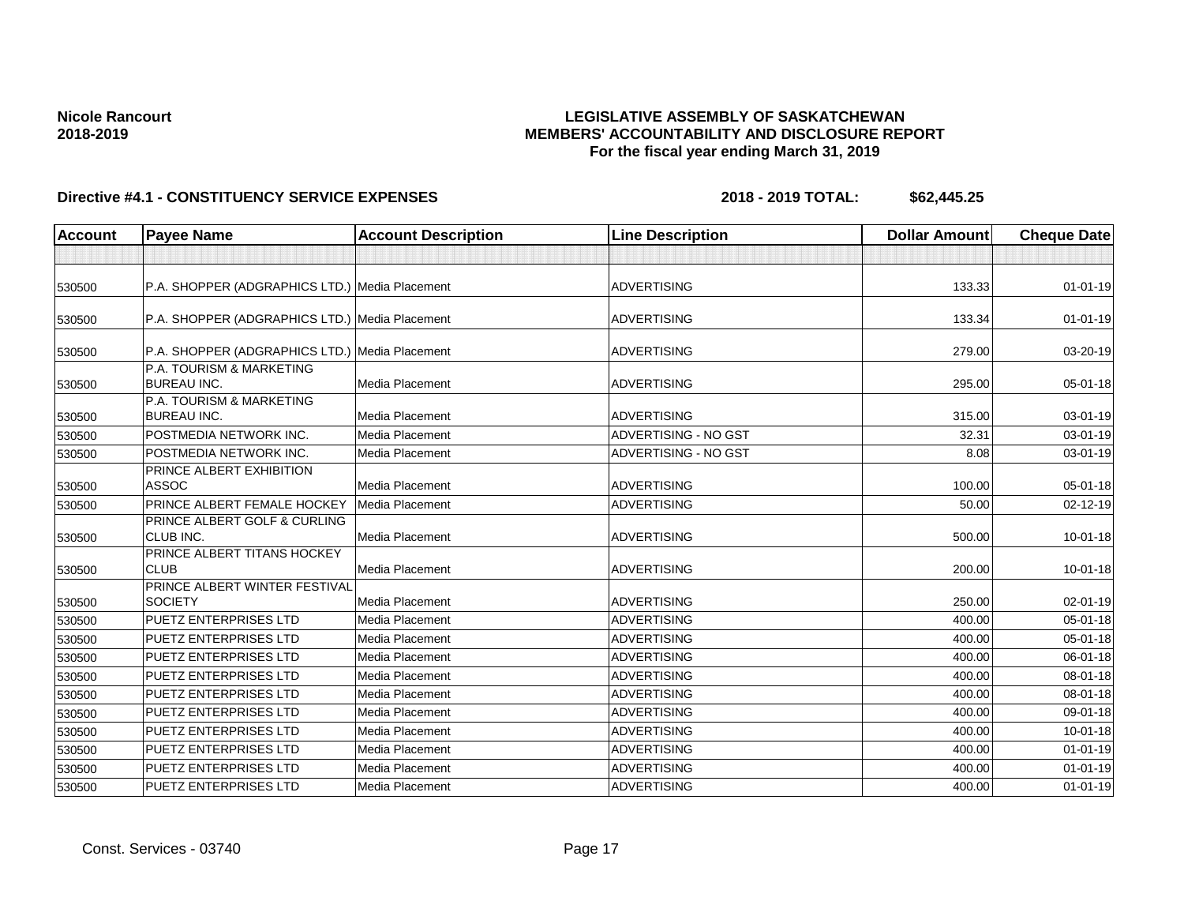**Nicole Rancourt**
**2018-2019**

**LEGISLATIVE ASSEMBLY OF SASKATCHEWAN**
**MEMBERS' ACCOUNTABILITY AND DISCLOSURE REPORT**
**For the fiscal year ending March 31, 2019**

**Directive #4.1 - CONSTITUENCY SERVICE EXPENSES** **2018 - 2019 TOTAL: $62,445.25**

| Account | Payee Name | Account Description | Line Description | Dollar Amount | Cheque Date |
|---|---|---|---|---|---|
| | | | | | |
| 530500 | P.A. SHOPPER (ADGRAPHICS LTD.) | Media Placement | ADVERTISING | 133.33 | 01-01-19 |
| 530500 | P.A. SHOPPER (ADGRAPHICS LTD.) | Media Placement | ADVERTISING | 133.34 | 01-01-19 |
| 530500 | P.A. SHOPPER (ADGRAPHICS LTD.) | Media Placement | ADVERTISING | 279.00 | 03-20-19 |
| 530500 | P.A. TOURISM & MARKETING BUREAU INC. | Media Placement | ADVERTISING | 295.00 | 05-01-18 |
| 530500 | P.A. TOURISM & MARKETING BUREAU INC. | Media Placement | ADVERTISING | 315.00 | 03-01-19 |
| 530500 | POSTMEDIA NETWORK INC. | Media Placement | ADVERTISING - NO GST | 32.31 | 03-01-19 |
| 530500 | POSTMEDIA NETWORK INC. | Media Placement | ADVERTISING - NO GST | 8.08 | 03-01-19 |
| 530500 | PRINCE ALBERT EXHIBITION ASSOC | Media Placement | ADVERTISING | 100.00 | 05-01-18 |
| 530500 | PRINCE ALBERT FEMALE HOCKEY | Media Placement | ADVERTISING | 50.00 | 02-12-19 |
| 530500 | PRINCE ALBERT GOLF & CURLING CLUB INC. | Media Placement | ADVERTISING | 500.00 | 10-01-18 |
| 530500 | PRINCE ALBERT TITANS HOCKEY CLUB | Media Placement | ADVERTISING | 200.00 | 10-01-18 |
| 530500 | PRINCE ALBERT WINTER FESTIVAL SOCIETY | Media Placement | ADVERTISING | 250.00 | 02-01-19 |
| 530500 | PUETZ ENTERPRISES LTD | Media Placement | ADVERTISING | 400.00 | 05-01-18 |
| 530500 | PUETZ ENTERPRISES LTD | Media Placement | ADVERTISING | 400.00 | 05-01-18 |
| 530500 | PUETZ ENTERPRISES LTD | Media Placement | ADVERTISING | 400.00 | 06-01-18 |
| 530500 | PUETZ ENTERPRISES LTD | Media Placement | ADVERTISING | 400.00 | 08-01-18 |
| 530500 | PUETZ ENTERPRISES LTD | Media Placement | ADVERTISING | 400.00 | 08-01-18 |
| 530500 | PUETZ ENTERPRISES LTD | Media Placement | ADVERTISING | 400.00 | 09-01-18 |
| 530500 | PUETZ ENTERPRISES LTD | Media Placement | ADVERTISING | 400.00 | 10-01-18 |
| 530500 | PUETZ ENTERPRISES LTD | Media Placement | ADVERTISING | 400.00 | 01-01-19 |
| 530500 | PUETZ ENTERPRISES LTD | Media Placement | ADVERTISING | 400.00 | 01-01-19 |
| 530500 | PUETZ ENTERPRISES LTD | Media Placement | ADVERTISING | 400.00 | 01-01-19 |

Const. Services - 03740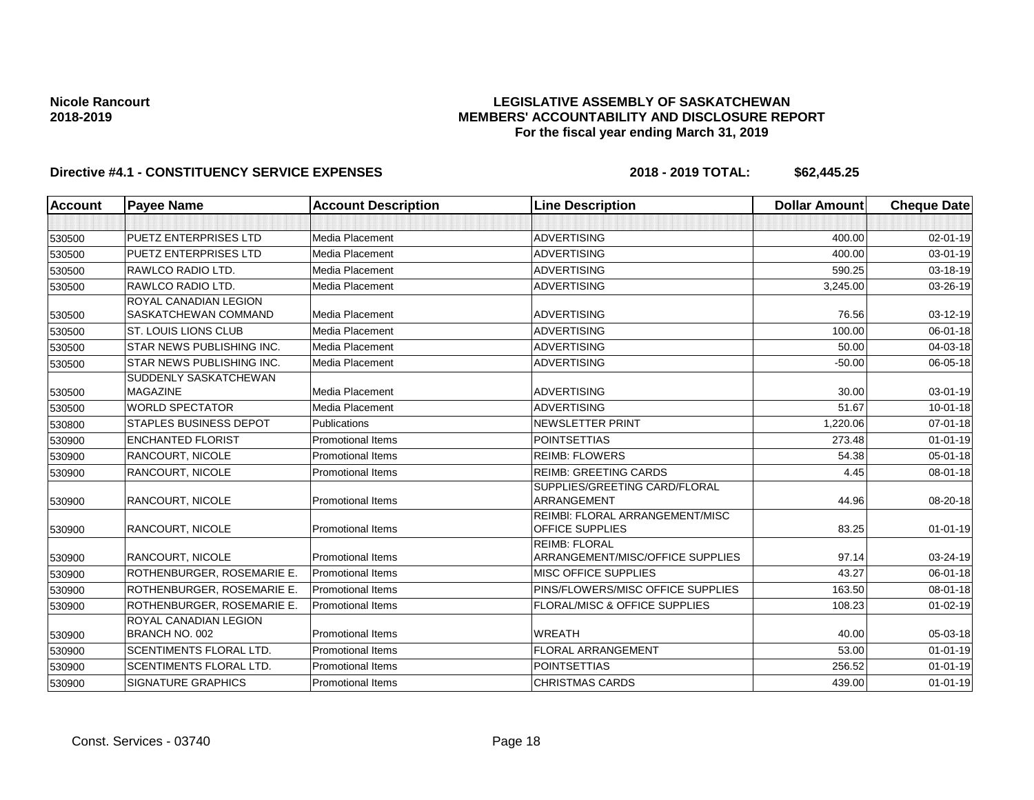**Nicole Rancourt**
**2018-2019**

**LEGISLATIVE ASSEMBLY OF SASKATCHEWAN**
**MEMBERS' ACCOUNTABILITY AND DISCLOSURE REPORT**
**For the fiscal year ending March 31, 2019**

**Directive #4.1 - CONSTITUENCY SERVICE EXPENSES** **2018 - 2019 TOTAL: $62,445.25**

| Account | Payee Name | Account Description | Line Description | Dollar Amount | Cheque Date |
|---|---|---|---|---|---|
| | | | | | |
| 530500 | PUETZ ENTERPRISES LTD | Media Placement | ADVERTISING | 400.00 | 02-01-19 |
| 530500 | PUETZ ENTERPRISES LTD | Media Placement | ADVERTISING | 400.00 | 03-01-19 |
| 530500 | RAWLCO RADIO LTD. | Media Placement | ADVERTISING | 590.25 | 03-18-19 |
| 530500 | RAWLCO RADIO LTD. | Media Placement | ADVERTISING | 3,245.00 | 03-26-19 |
| 530500 | ROYAL CANADIAN LEGION SASKATCHEWAN COMMAND | Media Placement | ADVERTISING | 76.56 | 03-12-19 |
| 530500 | ST. LOUIS LIONS CLUB | Media Placement | ADVERTISING | 100.00 | 06-01-18 |
| 530500 | STAR NEWS PUBLISHING INC. | Media Placement | ADVERTISING | 50.00 | 04-03-18 |
| 530500 | STAR NEWS PUBLISHING INC. | Media Placement | ADVERTISING | -50.00 | 06-05-18 |
| 530500 | SUDDENLY SASKATCHEWAN MAGAZINE | Media Placement | ADVERTISING | 30.00 | 03-01-19 |
| 530500 | WORLD SPECTATOR | Media Placement | ADVERTISING | 51.67 | 10-01-18 |
| 530800 | STAPLES BUSINESS DEPOT | Publications | NEWSLETTER PRINT | 1,220.06 | 07-01-18 |
| 530900 | ENCHANTED FLORIST | Promotional Items | POINTSETTIAS | 273.48 | 01-01-19 |
| 530900 | RANCOURT, NICOLE | Promotional Items | REIMB: FLOWERS | 54.38 | 05-01-18 |
| 530900 | RANCOURT, NICOLE | Promotional Items | REIMB: GREETING CARDS | 4.45 | 08-01-18 |
| 530900 | RANCOURT, NICOLE | Promotional Items | SUPPLIES/GREETING CARD/FLORAL ARRANGEMENT | 44.96 | 08-20-18 |
| 530900 | RANCOURT, NICOLE | Promotional Items | REIMBI: FLORAL ARRANGEMENT/MISC OFFICE SUPPLIES | 83.25 | 01-01-19 |
| 530900 | RANCOURT, NICOLE | Promotional Items | REIMB: FLORAL ARRANGEMENT/MISC/OFFICE SUPPLIES | 97.14 | 03-24-19 |
| 530900 | ROTHENBURGER, ROSEMARIE E. | Promotional Items | MISC OFFICE SUPPLIES | 43.27 | 06-01-18 |
| 530900 | ROTHENBURGER, ROSEMARIE E. | Promotional Items | PINS/FLOWERS/MISC OFFICE SUPPLIES | 163.50 | 08-01-18 |
| 530900 | ROTHENBURGER, ROSEMARIE E. | Promotional Items | FLORAL/MISC & OFFICE SUPPLIES | 108.23 | 01-02-19 |
| 530900 | ROYAL CANADIAN LEGION BRANCH NO. 002 | Promotional Items | WREATH | 40.00 | 05-03-18 |
| 530900 | SCENTIMENTS FLORAL LTD. | Promotional Items | FLORAL ARRANGEMENT | 53.00 | 01-01-19 |
| 530900 | SCENTIMENTS FLORAL LTD. | Promotional Items | POINTSETTIAS | 256.52 | 01-01-19 |
| 530900 | SIGNATURE GRAPHICS | Promotional Items | CHRISTMAS CARDS | 439.00 | 01-01-19 |

Const. Services - 03740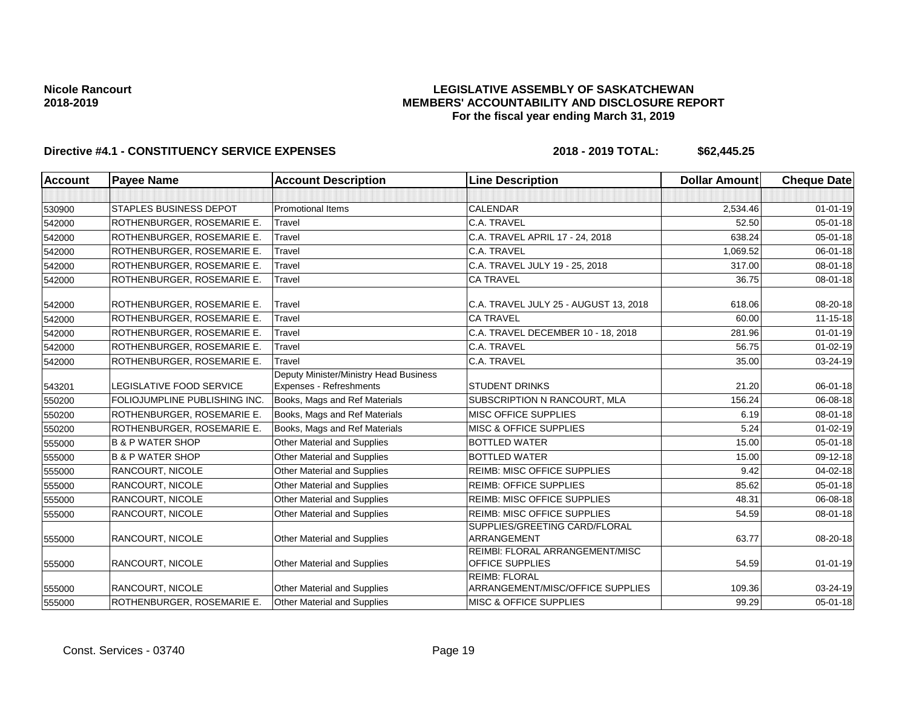**Nicole Rancourt**
**2018-2019**

**LEGISLATIVE ASSEMBLY OF SASKATCHEWAN**
**MEMBERS' ACCOUNTABILITY AND DISCLOSURE REPORT**
**For the fiscal year ending March 31, 2019**

**Directive #4.1 - CONSTITUENCY SERVICE EXPENSES** **2018 - 2019 TOTAL: $62,445.25**

| Account | Payee Name | Account Description | Line Description | Dollar Amount | Cheque Date |
|---|---|---|---|---|---|
| | | | | | |
| 530900 | STAPLES BUSINESS DEPOT | Promotional Items | CALENDAR | 2,534.46 | 01-01-19 |
| 542000 | ROTHENBURGER, ROSEMARIE E. | Travel | C.A. TRAVEL | 52.50 | 05-01-18 |
| 542000 | ROTHENBURGER, ROSEMARIE E. | Travel | C.A. TRAVEL APRIL 17 - 24, 2018 | 638.24 | 05-01-18 |
| 542000 | ROTHENBURGER, ROSEMARIE E. | Travel | C.A. TRAVEL | 1,069.52 | 06-01-18 |
| 542000 | ROTHENBURGER, ROSEMARIE E. | Travel | C.A. TRAVEL JULY 19 - 25, 2018 | 317.00 | 08-01-18 |
| 542000 | ROTHENBURGER, ROSEMARIE E. | Travel | CA TRAVEL | 36.75 | 08-01-18 |
| 542000 | ROTHENBURGER, ROSEMARIE E. | Travel | C.A. TRAVEL JULY 25 - AUGUST 13, 2018 | 618.06 | 08-20-18 |
| 542000 | ROTHENBURGER, ROSEMARIE E. | Travel | CA TRAVEL | 60.00 | 11-15-18 |
| 542000 | ROTHENBURGER, ROSEMARIE E. | Travel | C.A. TRAVEL DECEMBER 10 - 18, 2018 | 281.96 | 01-01-19 |
| 542000 | ROTHENBURGER, ROSEMARIE E. | Travel | C.A. TRAVEL | 56.75 | 01-02-19 |
| 542000 | ROTHENBURGER, ROSEMARIE E. | Travel | C.A. TRAVEL | 35.00 | 03-24-19 |
| 543201 | LEGISLATIVE FOOD SERVICE | Deputy Minister/Ministry Head Business Expenses - Refreshments | STUDENT DRINKS | 21.20 | 06-01-18 |
| 550200 | FOLIOJUMPLINE PUBLISHING INC. | Books, Mags and Ref Materials | SUBSCRIPTION N RANCOURT, MLA | 156.24 | 06-08-18 |
| 550200 | ROTHENBURGER, ROSEMARIE E. | Books, Mags and Ref Materials | MISC OFFICE SUPPLIES | 6.19 | 08-01-18 |
| 550200 | ROTHENBURGER, ROSEMARIE E. | Books, Mags and Ref Materials | MISC & OFFICE SUPPLIES | 5.24 | 01-02-19 |
| 555000 | B & P WATER SHOP | Other Material and Supplies | BOTTLED WATER | 15.00 | 05-01-18 |
| 555000 | B & P WATER SHOP | Other Material and Supplies | BOTTLED WATER | 15.00 | 09-12-18 |
| 555000 | RANCOURT, NICOLE | Other Material and Supplies | REIMB: MISC OFFICE SUPPLIES | 9.42 | 04-02-18 |
| 555000 | RANCOURT, NICOLE | Other Material and Supplies | REIMB: OFFICE SUPPLIES | 85.62 | 05-01-18 |
| 555000 | RANCOURT, NICOLE | Other Material and Supplies | REIMB: MISC OFFICE SUPPLIES | 48.31 | 06-08-18 |
| 555000 | RANCOURT, NICOLE | Other Material and Supplies | REIMB: MISC OFFICE SUPPLIES | 54.59 | 08-01-18 |
| 555000 | RANCOURT, NICOLE | Other Material and Supplies | SUPPLIES/GREETING CARD/FLORAL ARRANGEMENT | 63.77 | 08-20-18 |
| 555000 | RANCOURT, NICOLE | Other Material and Supplies | REIMBI: FLORAL ARRANGEMENT/MISC OFFICE SUPPLIES | 54.59 | 01-01-19 |
| 555000 | RANCOURT, NICOLE | Other Material and Supplies | REIMB: FLORAL ARRANGEMENT/MISC/OFFICE SUPPLIES | 109.36 | 03-24-19 |
| 555000 | ROTHENBURGER, ROSEMARIE E. | Other Material and Supplies | MISC & OFFICE SUPPLIES | 99.29 | 05-01-18 |

Const. Services - 03740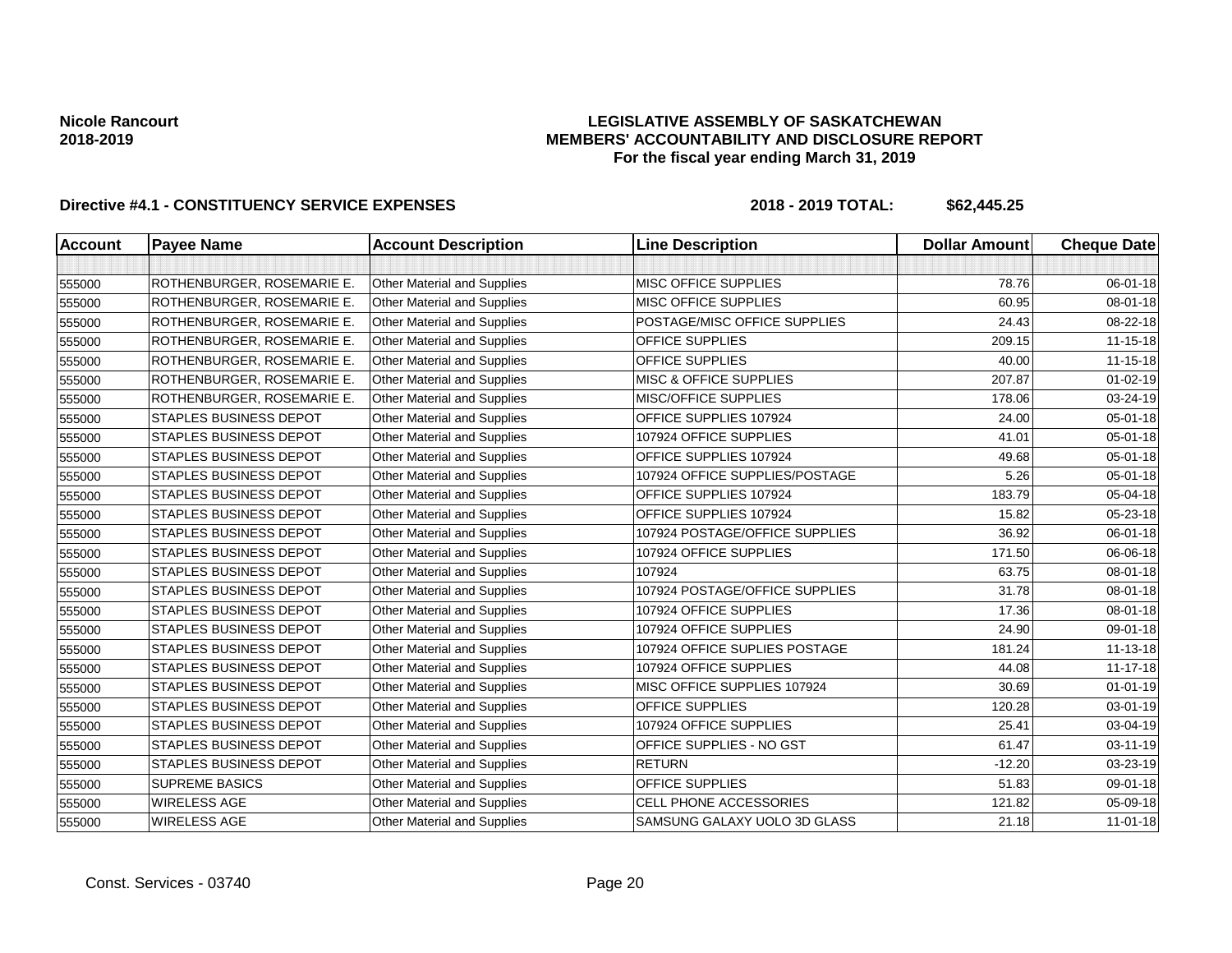**Nicole Rancourt**
**2018-2019**

**LEGISLATIVE ASSEMBLY OF SASKATCHEWAN**
**MEMBERS' ACCOUNTABILITY AND DISCLOSURE REPORT**
**For the fiscal year ending March 31, 2019**

**Directive #4.1 - CONSTITUENCY SERVICE EXPENSES** **2018 - 2019 TOTAL: $62,445.25**

| Account | Payee Name | Account Description | Line Description | Dollar Amount | Cheque Date |
|---|---|---|---|---|---|
| | | | | | |
| 555000 | ROTHENBURGER, ROSEMARIE E. | Other Material and Supplies | MISC OFFICE SUPPLIES | 78.76 | 06-01-18 |
| 555000 | ROTHENBURGER, ROSEMARIE E. | Other Material and Supplies | MISC OFFICE SUPPLIES | 60.95 | 08-01-18 |
| 555000 | ROTHENBURGER, ROSEMARIE E. | Other Material and Supplies | POSTAGE/MISC OFFICE SUPPLIES | 24.43 | 08-22-18 |
| 555000 | ROTHENBURGER, ROSEMARIE E. | Other Material and Supplies | OFFICE SUPPLIES | 209.15 | 11-15-18 |
| 555000 | ROTHENBURGER, ROSEMARIE E. | Other Material and Supplies | OFFICE SUPPLIES | 40.00 | 11-15-18 |
| 555000 | ROTHENBURGER, ROSEMARIE E. | Other Material and Supplies | MISC & OFFICE SUPPLIES | 207.87 | 01-02-19 |
| 555000 | ROTHENBURGER, ROSEMARIE E. | Other Material and Supplies | MISC/OFFICE SUPPLIES | 178.06 | 03-24-19 |
| 555000 | STAPLES BUSINESS DEPOT | Other Material and Supplies | OFFICE SUPPLIES 107924 | 24.00 | 05-01-18 |
| 555000 | STAPLES BUSINESS DEPOT | Other Material and Supplies | 107924 OFFICE SUPPLIES | 41.01 | 05-01-18 |
| 555000 | STAPLES BUSINESS DEPOT | Other Material and Supplies | OFFICE SUPPLIES 107924 | 49.68 | 05-01-18 |
| 555000 | STAPLES BUSINESS DEPOT | Other Material and Supplies | 107924 OFFICE SUPPLIES/POSTAGE | 5.26 | 05-01-18 |
| 555000 | STAPLES BUSINESS DEPOT | Other Material and Supplies | OFFICE SUPPLIES 107924 | 183.79 | 05-04-18 |
| 555000 | STAPLES BUSINESS DEPOT | Other Material and Supplies | OFFICE SUPPLIES 107924 | 15.82 | 05-23-18 |
| 555000 | STAPLES BUSINESS DEPOT | Other Material and Supplies | 107924 POSTAGE/OFFICE SUPPLIES | 36.92 | 06-01-18 |
| 555000 | STAPLES BUSINESS DEPOT | Other Material and Supplies | 107924 OFFICE SUPPLIES | 171.50 | 06-06-18 |
| 555000 | STAPLES BUSINESS DEPOT | Other Material and Supplies | 107924 | 63.75 | 08-01-18 |
| 555000 | STAPLES BUSINESS DEPOT | Other Material and Supplies | 107924 POSTAGE/OFFICE SUPPLIES | 31.78 | 08-01-18 |
| 555000 | STAPLES BUSINESS DEPOT | Other Material and Supplies | 107924 OFFICE SUPPLIES | 17.36 | 08-01-18 |
| 555000 | STAPLES BUSINESS DEPOT | Other Material and Supplies | 107924 OFFICE SUPPLIES | 24.90 | 09-01-18 |
| 555000 | STAPLES BUSINESS DEPOT | Other Material and Supplies | 107924 OFFICE SUPLIES POSTAGE | 181.24 | 11-13-18 |
| 555000 | STAPLES BUSINESS DEPOT | Other Material and Supplies | 107924 OFFICE SUPPLIES | 44.08 | 11-17-18 |
| 555000 | STAPLES BUSINESS DEPOT | Other Material and Supplies | MISC OFFICE SUPPLIES 107924 | 30.69 | 01-01-19 |
| 555000 | STAPLES BUSINESS DEPOT | Other Material and Supplies | OFFICE SUPPLIES | 120.28 | 03-01-19 |
| 555000 | STAPLES BUSINESS DEPOT | Other Material and Supplies | 107924 OFFICE SUPPLIES | 25.41 | 03-04-19 |
| 555000 | STAPLES BUSINESS DEPOT | Other Material and Supplies | OFFICE SUPPLIES - NO GST | 61.47 | 03-11-19 |
| 555000 | STAPLES BUSINESS DEPOT | Other Material and Supplies | RETURN | -12.20 | 03-23-19 |
| 555000 | SUPREME BASICS | Other Material and Supplies | OFFICE SUPPLIES | 51.83 | 09-01-18 |
| 555000 | WIRELESS AGE | Other Material and Supplies | CELL PHONE ACCESSORIES | 121.82 | 05-09-18 |
| 555000 | WIRELESS AGE | Other Material and Supplies | SAMSUNG GALAXY UOLO 3D GLASS | 21.18 | 11-01-18 |

Const. Services - 03740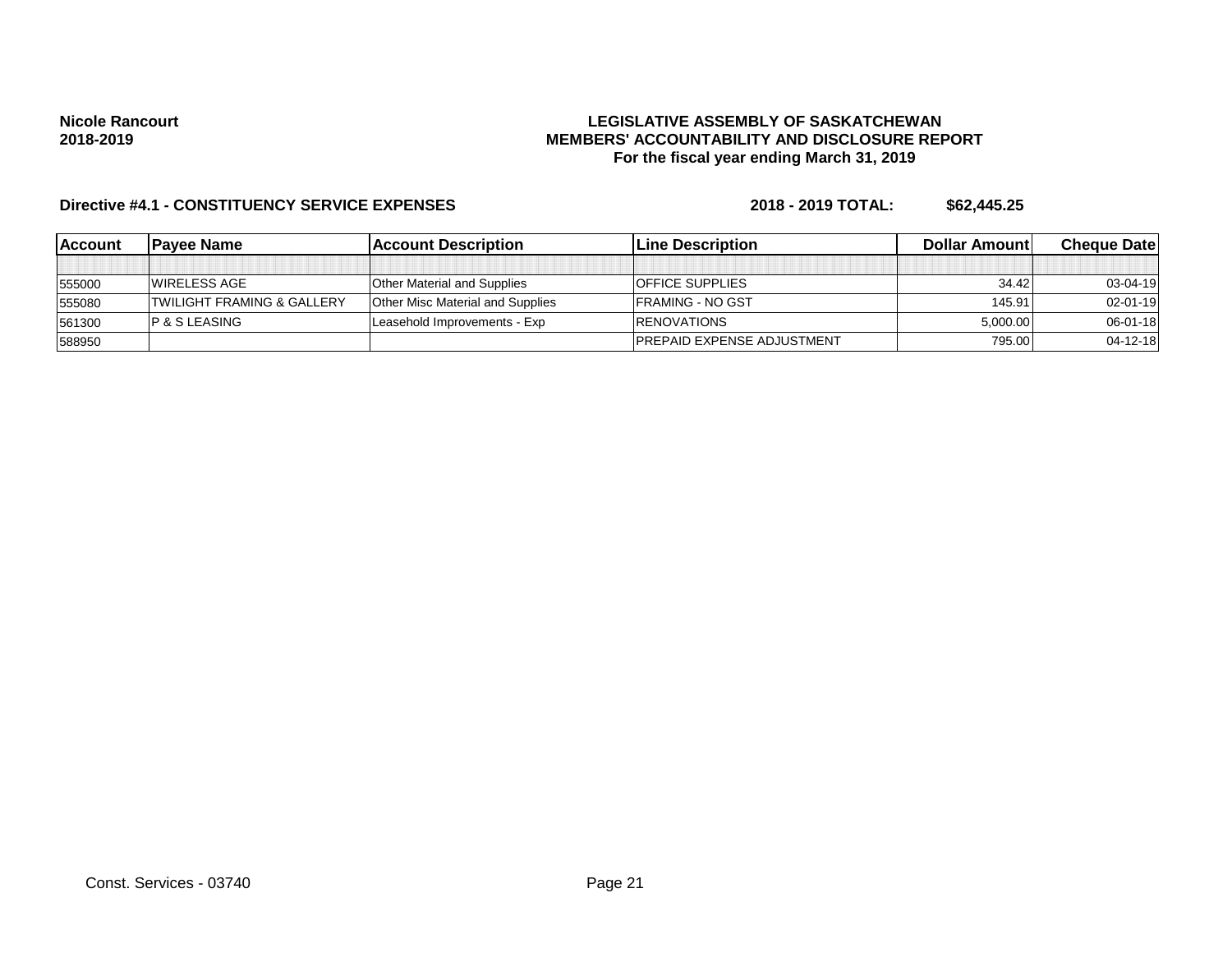Nicole Rancourt
2018-2019

**LEGISLATIVE ASSEMBLY OF SASKATCHEWAN**
**MEMBERS' ACCOUNTABILITY AND DISCLOSURE REPORT**
**For the fiscal year ending March 31, 2019**

**Directive #4.1 - CONSTITUENCY SERVICE EXPENSES** **2018 - 2019 TOTAL: $62,445.25**

| Account | Payee Name | Account Description | Line Description | Dollar Amount | Cheque Date |
|---|---|---|---|---|---|
| | | | | | |
| 555000 | WIRELESS AGE | Other Material and Supplies | OFFICE SUPPLIES | 34.42 | 03-04-19 |
| 555080 | TWILIGHT FRAMING & GALLERY | Other Misc Material and Supplies | FRAMING - NO GST | 145.91 | 02-01-19 |
| 561300 | P & S LEASING | Leasehold Improvements - Exp | RENOVATIONS | 5,000.00 | 06-01-18 |
| 588950 | | | PREPAID EXPENSE ADJUSTMENT | 795.00 | 04-12-18 |

Const. Services - 03740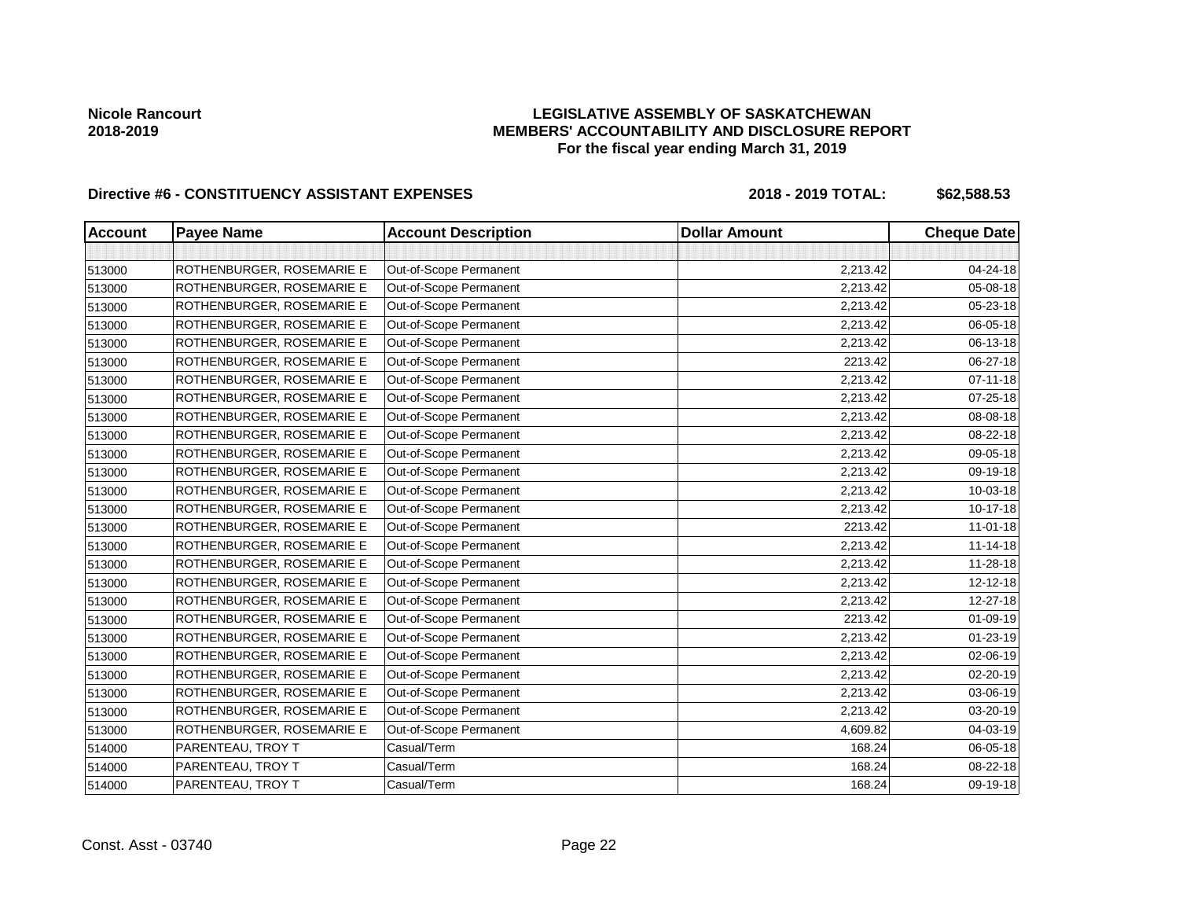Nicole Rancourt
2018-2019

# LEGISLATIVE ASSEMBLY OF SASKATCHEWAN
## MEMBERS' ACCOUNTABILITY AND DISCLOSURE REPORT
### For the fiscal year ending March 31, 2019

**Directive #6 - CONSTITUENCY ASSISTANT EXPENSES** **2018 - 2019 TOTAL: $62,588.53**

| Account | Payee Name | Account Description | Dollar Amount | Cheque Date |
|---|---|---|---|---|
| | | | | |
| 513000 | ROTHENBURGER, ROSEMARIE E | Out-of-Scope Permanent | 2,213.42 | 04-24-18 |
| 513000 | ROTHENBURGER, ROSEMARIE E | Out-of-Scope Permanent | 2,213.42 | 05-08-18 |
| 513000 | ROTHENBURGER, ROSEMARIE E | Out-of-Scope Permanent | 2,213.42 | 05-23-18 |
| 513000 | ROTHENBURGER, ROSEMARIE E | Out-of-Scope Permanent | 2,213.42 | 06-05-18 |
| 513000 | ROTHENBURGER, ROSEMARIE E | Out-of-Scope Permanent | 2,213.42 | 06-13-18 |
| 513000 | ROTHENBURGER, ROSEMARIE E | Out-of-Scope Permanent | 2213.42 | 06-27-18 |
| 513000 | ROTHENBURGER, ROSEMARIE E | Out-of-Scope Permanent | 2,213.42 | 07-11-18 |
| 513000 | ROTHENBURGER, ROSEMARIE E | Out-of-Scope Permanent | 2,213.42 | 07-25-18 |
| 513000 | ROTHENBURGER, ROSEMARIE E | Out-of-Scope Permanent | 2,213.42 | 08-08-18 |
| 513000 | ROTHENBURGER, ROSEMARIE E | Out-of-Scope Permanent | 2,213.42 | 08-22-18 |
| 513000 | ROTHENBURGER, ROSEMARIE E | Out-of-Scope Permanent | 2,213.42 | 09-05-18 |
| 513000 | ROTHENBURGER, ROSEMARIE E | Out-of-Scope Permanent | 2,213.42 | 09-19-18 |
| 513000 | ROTHENBURGER, ROSEMARIE E | Out-of-Scope Permanent | 2,213.42 | 10-03-18 |
| 513000 | ROTHENBURGER, ROSEMARIE E | Out-of-Scope Permanent | 2,213.42 | 10-17-18 |
| 513000 | ROTHENBURGER, ROSEMARIE E | Out-of-Scope Permanent | 2213.42 | 11-01-18 |
| 513000 | ROTHENBURGER, ROSEMARIE E | Out-of-Scope Permanent | 2,213.42 | 11-14-18 |
| 513000 | ROTHENBURGER, ROSEMARIE E | Out-of-Scope Permanent | 2,213.42 | 11-28-18 |
| 513000 | ROTHENBURGER, ROSEMARIE E | Out-of-Scope Permanent | 2,213.42 | 12-12-18 |
| 513000 | ROTHENBURGER, ROSEMARIE E | Out-of-Scope Permanent | 2,213.42 | 12-27-18 |
| 513000 | ROTHENBURGER, ROSEMARIE E | Out-of-Scope Permanent | 2213.42 | 01-09-19 |
| 513000 | ROTHENBURGER, ROSEMARIE E | Out-of-Scope Permanent | 2,213.42 | 01-23-19 |
| 513000 | ROTHENBURGER, ROSEMARIE E | Out-of-Scope Permanent | 2,213.42 | 02-06-19 |
| 513000 | ROTHENBURGER, ROSEMARIE E | Out-of-Scope Permanent | 2,213.42 | 02-20-19 |
| 513000 | ROTHENBURGER, ROSEMARIE E | Out-of-Scope Permanent | 2,213.42 | 03-06-19 |
| 513000 | ROTHENBURGER, ROSEMARIE E | Out-of-Scope Permanent | 2,213.42 | 03-20-19 |
| 513000 | ROTHENBURGER, ROSEMARIE E | Out-of-Scope Permanent | 4,609.82 | 04-03-19 |
| 514000 | PARENTEAU, TROY T | Casual/Term | 168.24 | 06-05-18 |
| 514000 | PARENTEAU, TROY T | Casual/Term | 168.24 | 08-22-18 |
| 514000 | PARENTEAU, TROY T | Casual/Term | 168.24 | 09-19-18 |

Const. Asst - 03740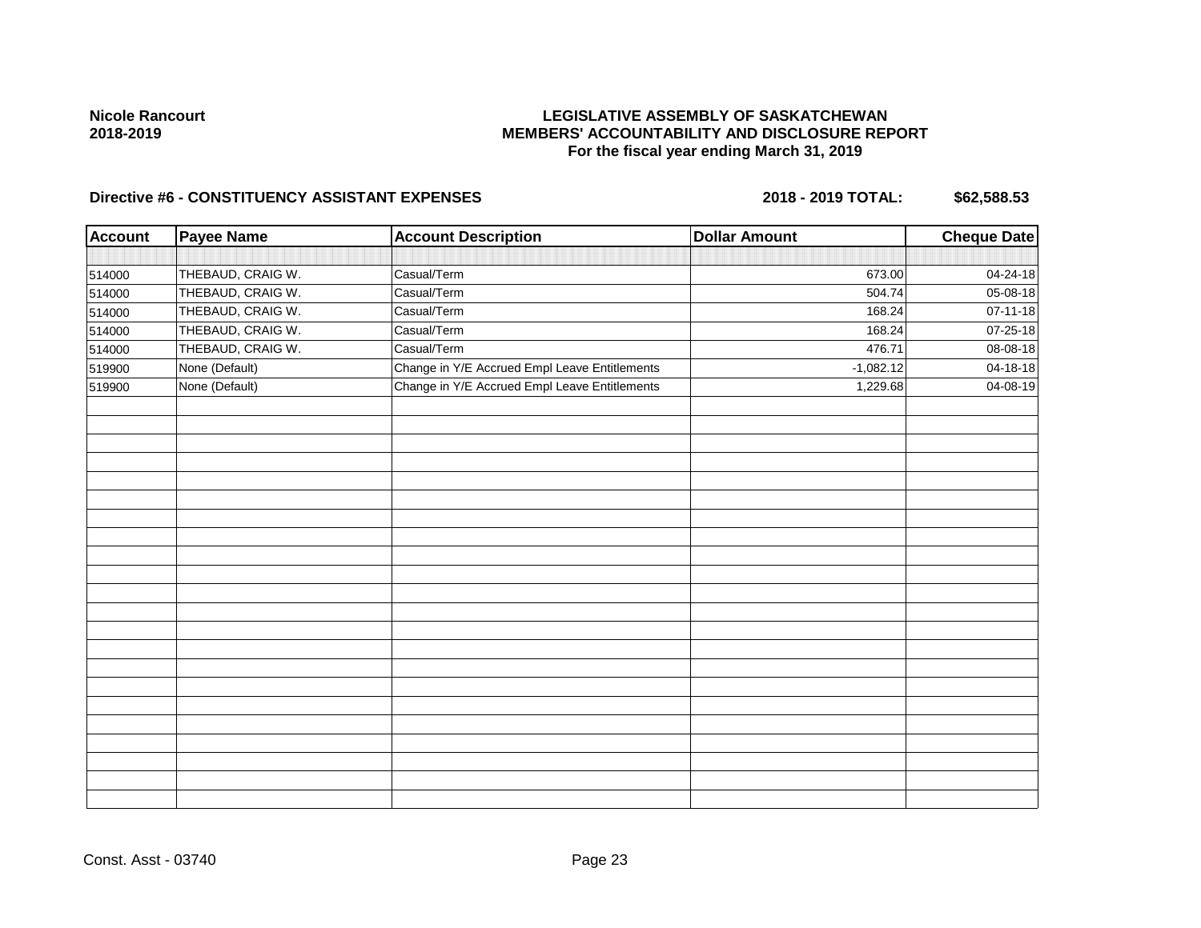**Nicole Rancourt**
**2018-2019**

**LEGISLATIVE ASSEMBLY OF SASKATCHEWAN**
**MEMBERS' ACCOUNTABILITY AND DISCLOSURE REPORT**
**For the fiscal year ending March 31, 2019**

**Directive #6 - CONSTITUENCY ASSISTANT EXPENSES** **2018 - 2019 TOTAL: $62,588.53**

| Account | Payee Name | Account Description | Dollar Amount | Cheque Date |
|---|---|---|---|---|
| 514000 | THEBAUD, CRAIG W. | Casual/Term | 673.00 | 04-24-18 |
| 514000 | THEBAUD, CRAIG W. | Casual/Term | 504.74 | 05-08-18 |
| 514000 | THEBAUD, CRAIG W. | Casual/Term | 168.24 | 07-11-18 |
| 514000 | THEBAUD, CRAIG W. | Casual/Term | 168.24 | 07-25-18 |
| 514000 | THEBAUD, CRAIG W. | Casual/Term | 476.71 | 08-08-18 |
| 519900 | None (Default) | Change in Y/E Accrued Empl Leave Entitlements | -1,082.12 | 04-18-18 |
| 519900 | None (Default) | Change in Y/E Accrued Empl Leave Entitlements | 1,229.68 | 04-08-19 |

Const. Asst - 03740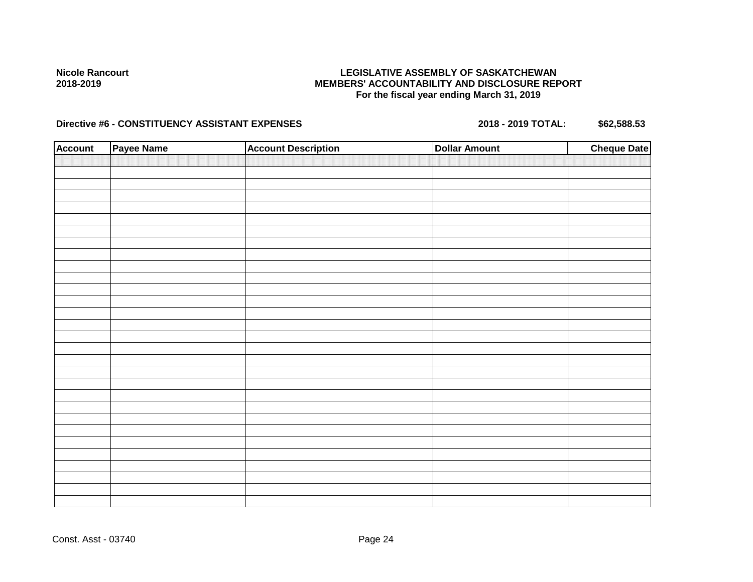**Nicole Rancourt**
**2018-2019**

**LEGISLATIVE ASSEMBLY OF SASKATCHEWAN**
**MEMBERS' ACCOUNTABILITY AND DISCLOSURE REPORT**
**For the fiscal year ending March 31, 2019**

**Directive #6 - CONSTITUENCY ASSISTANT EXPENSES** **2018 - 2019 TOTAL: $62,588.53**

| Account | Payee Name | Account Description | Dollar Amount | Cheque Date |
|---|---|---|---|---|
| | | | | |

Const. Asst - 03740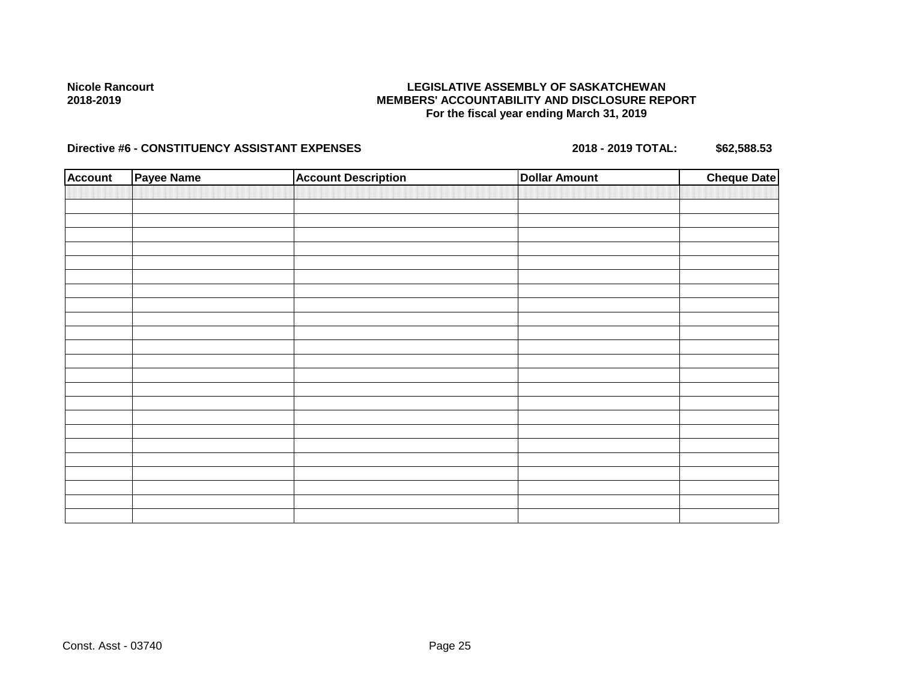Nicole Rancourt
2018-2019

**LEGISLATIVE ASSEMBLY OF SASKATCHEWAN**
**MEMBERS' ACCOUNTABILITY AND DISCLOSURE REPORT**
**For the fiscal year ending March 31, 2019**

**Directive #6 - CONSTITUENCY ASSISTANT EXPENSES** **2018 - 2019 TOTAL: $62,588.53**

| Account | Payee Name | Account Description | Dollar Amount | Cheque Date |
|---|---|---|---|---|
| | | | | |
| | | | | |
| | | | | |
| | | | | |
| | | | | |
| | | | | |
| | | | | |
| | | | | |
| | | | | |
| | | | | |
| | | | | |
| | | | | |
| | | | | |
| | | | | |
| | | | | |
| | | | | |
| | | | | |
| | | | | |
| | | | | |
| | | | | |
| | | | | |
| | | | | |
| | | | | |
| | | | | |

Const. Asst - 03740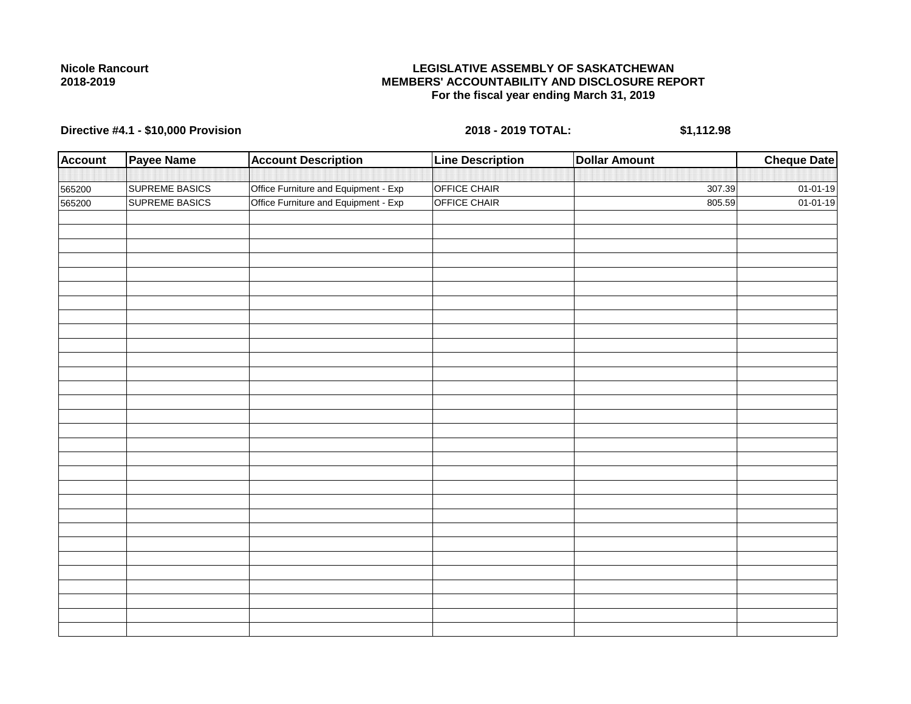**Nicole Rancourt**
**2018-2019**

**LEGISLATIVE ASSEMBLY OF SASKATCHEWAN**
**MEMBERS' ACCOUNTABILITY AND DISCLOSURE REPORT**
**For the fiscal year ending March 31, 2019**

**Directive #4.1 - $10,000 Provision** **2018 - 2019 TOTAL:** **$1,112.98**

| Account | Payee Name | Account Description | Line Description | Dollar Amount | Cheque Date |
|---|---|---|---|---|---|
| 565200 | SUPREME BASICS | Office Furniture and Equipment - Exp | OFFICE CHAIR | 307.39 | 01-01-19 |
| 565200 | SUPREME BASICS | Office Furniture and Equipment - Exp | OFFICE CHAIR | 805.59 | 01-01-19 |